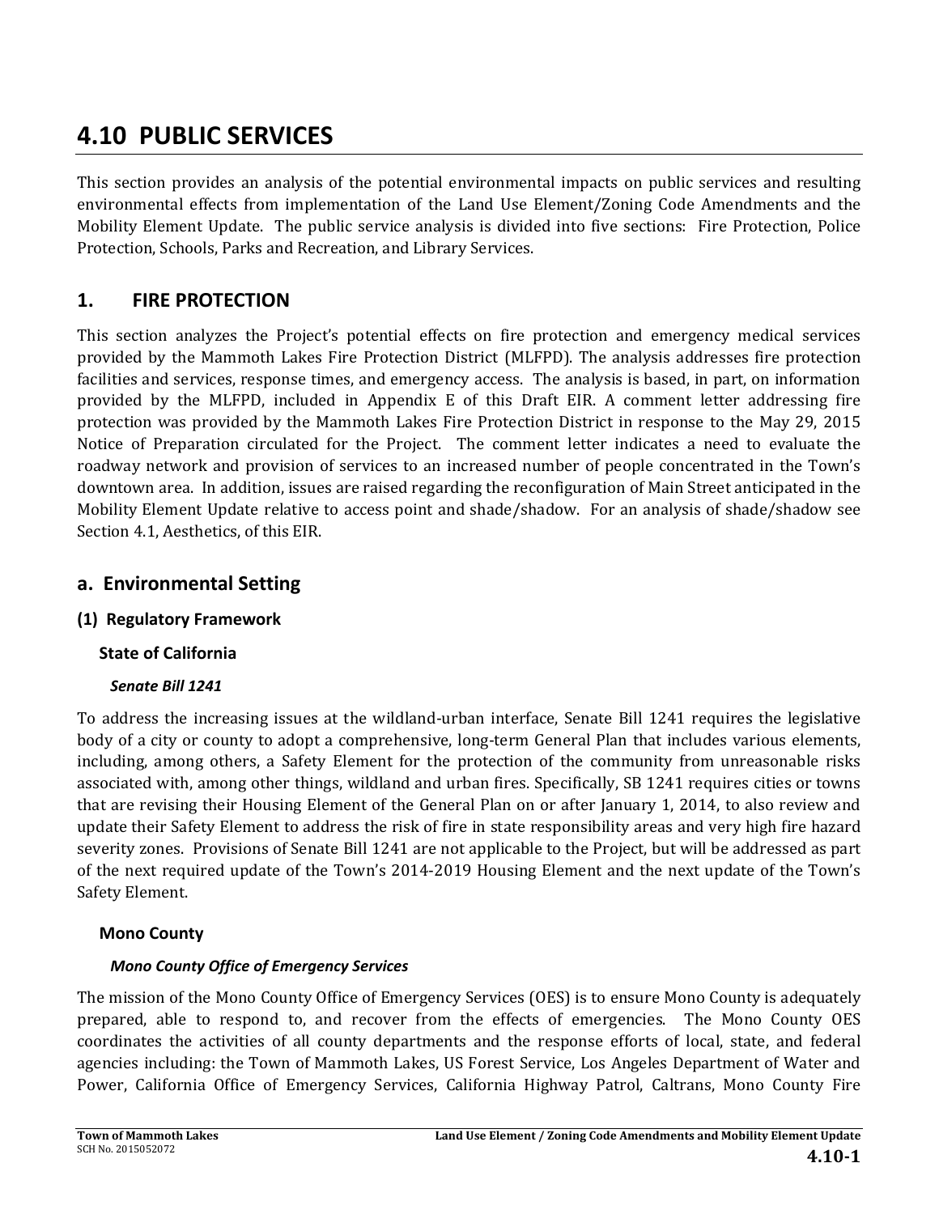# 4.10 PUBLIC SERVICES

This section provides an analysis of the potential environmental impacts on public services and resulting environmental effects from implementation of the Land Use Element/Zoning Code Amendments and the Mobility Element Update. The public service analysis is divided into five sections: Fire Protection, Police Protection, Schools, Parks and Recreation, and Library Services.

## 1. FIRE PROTECTION

This section analyzes the Project's potential effects on fire protection and emergency medical services provided by the Mammoth Lakes Fire Protection District (MLFPD). The analysis addresses fire protection facilities and services, response times, and emergency access. The analysis is based, in part, on information provided by the MLFPD, included in Appendix E of this Draft EIR. A comment letter addressing fire protection was provided by the Mammoth Lakes Fire Protection District in response to the May 29, 2015 Notice of Preparation circulated for the Project. The comment letter indicates a need to evaluate the roadway network and provision of services to an increased number of people concentrated in the Town's downtown area. In addition, issues are raised regarding the reconfiguration of Main Street anticipated in the Mobility Element Update relative to access point and shade/shadow. For an analysis of shade/shadow see Section 4.1, Aesthetics, of this EIR.

## a. Environmental Setting

### (1) Regulatory Framework

#### State of California

##### *Senate Bill 1241*

To address the increasing issues at the wildland-urban interface, Senate Bill 1241 requires the legislative body of a city or county to adopt a comprehensive, long-term General Plan that includes various elements, including, among others, a Safety Element for the protection of the community from unreasonable risks associated with, among other things, wildland and urban fires. Specifically, SB 1241 requires cities or towns that are revising their Housing Element of the General Plan on or after January 1, 2014, to also review and update their Safety Element to address the risk of fire in state responsibility areas and very high fire hazard severity zones. Provisions of Senate Bill 1241 are not applicable to the Project, but will be addressed as part of the next required update of the Town's 2014-2019 Housing Element and the next update of the Town's Safety Element.

#### Mono County

##### *Mono County Office of Emergency Services*

The mission of the Mono County Office of Emergency Services (OES) is to ensure Mono County is adequately prepared, able to respond to, and recover from the effects of emergencies. The Mono County OES coordinates the activities of all county departments and the response efforts of local, state, and federal agencies including: the Town of Mammoth Lakes, US Forest Service, Los Angeles Department of Water and Power, California Office of Emergency Services, California Highway Patrol, Caltrans, Mono County Fire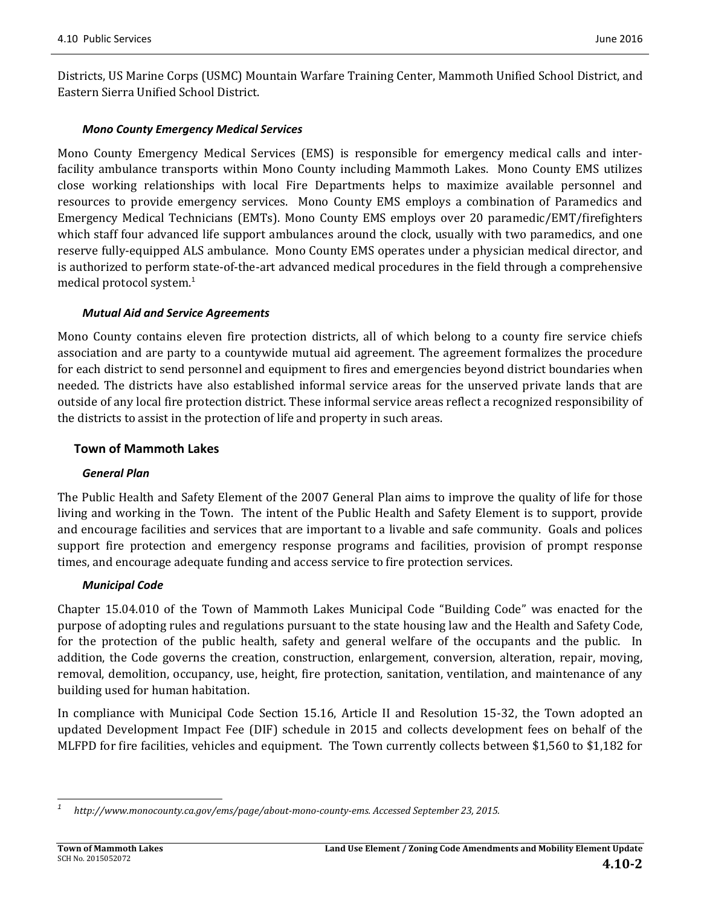Districts, US Marine Corps (USMC) Mountain Warfare Training Center, Mammoth Unified School District, and Eastern Sierra Unified School District.

#### *Mono County Emergency Medical Services*

Mono County Emergency Medical Services (EMS) is responsible for emergency medical calls and inter-facility ambulance transports within Mono County including Mammoth Lakes. Mono County EMS utilizes close working relationships with local Fire Departments helps to maximize available personnel and resources to provide emergency services. Mono County EMS employs a combination of Paramedics and Emergency Medical Technicians (EMTs). Mono County EMS employs over 20 paramedic/EMT/firefighters which staff four advanced life support ambulances around the clock, usually with two paramedics, and one reserve fully-equipped ALS ambulance. Mono County EMS operates under a physician medical director, and is authorized to perform state-of-the-art advanced medical procedures in the field through a comprehensive medical protocol system.[1]

#### *Mutual Aid and Service Agreements*

Mono County contains eleven fire protection districts, all of which belong to a county fire service chiefs association and are party to a countywide mutual aid agreement. The agreement formalizes the procedure for each district to send personnel and equipment to fires and emergencies beyond district boundaries when needed. The districts have also established informal service areas for the unserved private lands that are outside of any local fire protection district. These informal service areas reflect a recognized responsibility of the districts to assist in the protection of life and property in such areas.

### Town of Mammoth Lakes

#### *General Plan*

The Public Health and Safety Element of the 2007 General Plan aims to improve the quality of life for those living and working in the Town. The intent of the Public Health and Safety Element is to support, provide and encourage facilities and services that are important to a livable and safe community. Goals and polices support fire protection and emergency response programs and facilities, provision of prompt response times, and encourage adequate funding and access service to fire protection services.

#### *Municipal Code*

Chapter 15.04.010 of the Town of Mammoth Lakes Municipal Code "Building Code" was enacted for the purpose of adopting rules and regulations pursuant to the state housing law and the Health and Safety Code, for the protection of the public health, safety and general welfare of the occupants and the public. In addition, the Code governs the creation, construction, enlargement, conversion, alteration, repair, moving, removal, demolition, occupancy, use, height, fire protection, sanitation, ventilation, and maintenance of any building used for human habitation.

In compliance with Municipal Code Section 15.16, Article II and Resolution 15-32, the Town adopted an updated Development Impact Fee (DIF) schedule in 2015 and collects development fees on behalf of the MLFPD for fire facilities, vehicles and equipment. The Town currently collects between $1,560 to $1,182 for

---

[1] *http://www.monocounty.ca.gov/ems/page/about-mono-county-ems. Accessed September 23, 2015.*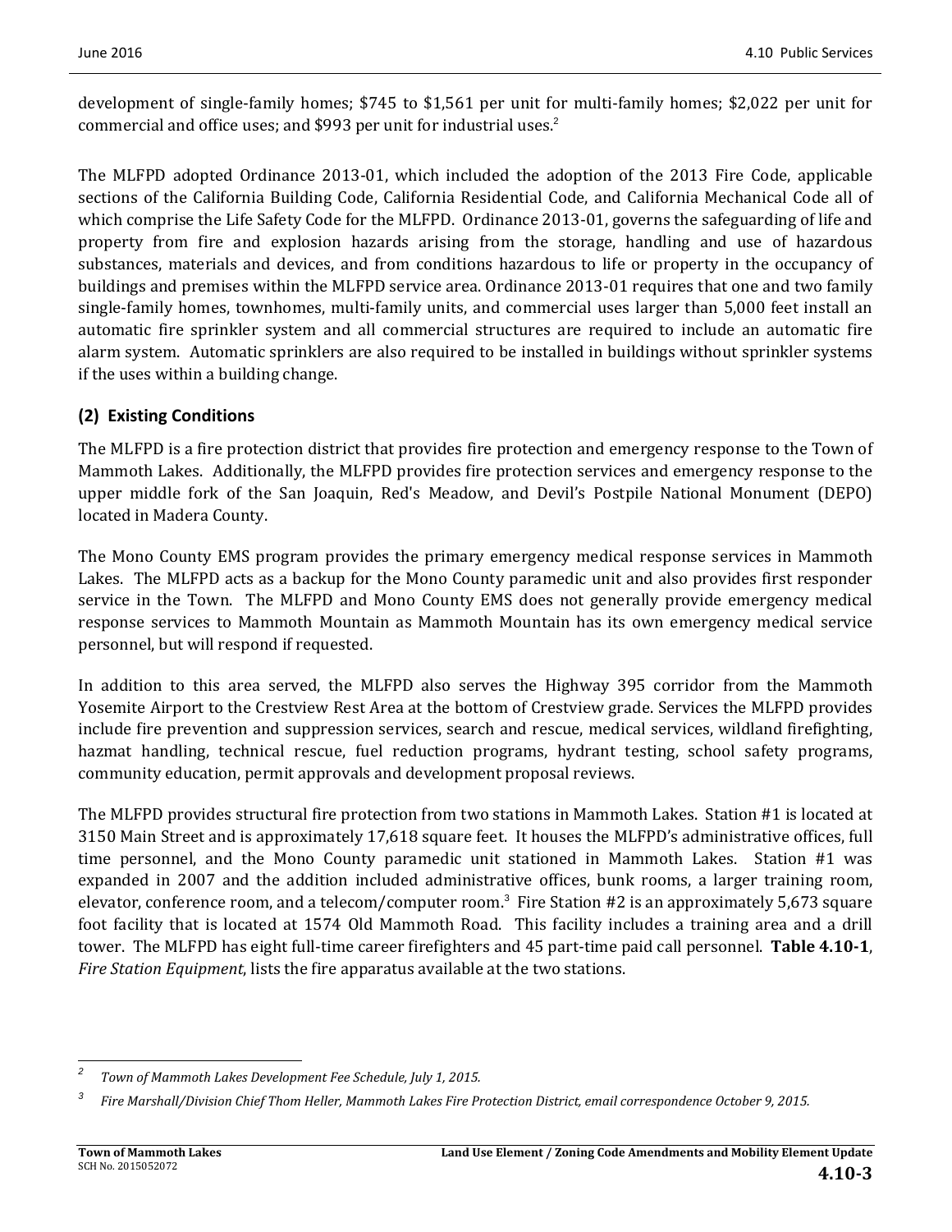development of single-family homes; $745 to $1,561 per unit for multi-family homes; $2,022 per unit for commercial and office uses; and $993 per unit for industrial uses.[2]

The MLFPD adopted Ordinance 2013-01, which included the adoption of the 2013 Fire Code, applicable sections of the California Building Code, California Residential Code, and California Mechanical Code all of which comprise the Life Safety Code for the MLFPD. Ordinance 2013-01, governs the safeguarding of life and property from fire and explosion hazards arising from the storage, handling and use of hazardous substances, materials and devices, and from conditions hazardous to life or property in the occupancy of buildings and premises within the MLFPD service area. Ordinance 2013-01 requires that one and two family single-family homes, townhomes, multi-family units, and commercial uses larger than 5,000 feet install an automatic fire sprinkler system and all commercial structures are required to include an automatic fire alarm system. Automatic sprinklers are also required to be installed in buildings without sprinkler systems if the uses within a building change.

### (2) Existing Conditions

The MLFPD is a fire protection district that provides fire protection and emergency response to the Town of Mammoth Lakes. Additionally, the MLFPD provides fire protection services and emergency response to the upper middle fork of the San Joaquin, Red's Meadow, and Devil's Postpile National Monument (DEPO) located in Madera County.

The Mono County EMS program provides the primary emergency medical response services in Mammoth Lakes. The MLFPD acts as a backup for the Mono County paramedic unit and also provides first responder service in the Town. The MLFPD and Mono County EMS does not generally provide emergency medical response services to Mammoth Mountain as Mammoth Mountain has its own emergency medical service personnel, but will respond if requested.

In addition to this area served, the MLFPD also serves the Highway 395 corridor from the Mammoth Yosemite Airport to the Crestview Rest Area at the bottom of Crestview grade. Services the MLFPD provides include fire prevention and suppression services, search and rescue, medical services, wildland firefighting, hazmat handling, technical rescue, fuel reduction programs, hydrant testing, school safety programs, community education, permit approvals and development proposal reviews.

The MLFPD provides structural fire protection from two stations in Mammoth Lakes. Station #1 is located at 3150 Main Street and is approximately 17,618 square feet. It houses the MLFPD's administrative offices, full time personnel, and the Mono County paramedic unit stationed in Mammoth Lakes. Station #1 was expanded in 2007 and the addition included administrative offices, bunk rooms, a larger training room, elevator, conference room, and a telecom/computer room.[3] Fire Station #2 is an approximately 5,673 square foot facility that is located at 1574 Old Mammoth Road. This facility includes a training area and a drill tower. The MLFPD has eight full-time career firefighters and 45 part-time paid call personnel. **Table 4.10-1**, *Fire Station Equipment*, lists the fire apparatus available at the two stations.

---

[2] *Town of Mammoth Lakes Development Fee Schedule, July 1, 2015.*

[3] *Fire Marshall/Division Chief Thom Heller, Mammoth Lakes Fire Protection District, email correspondence October 9, 2015.*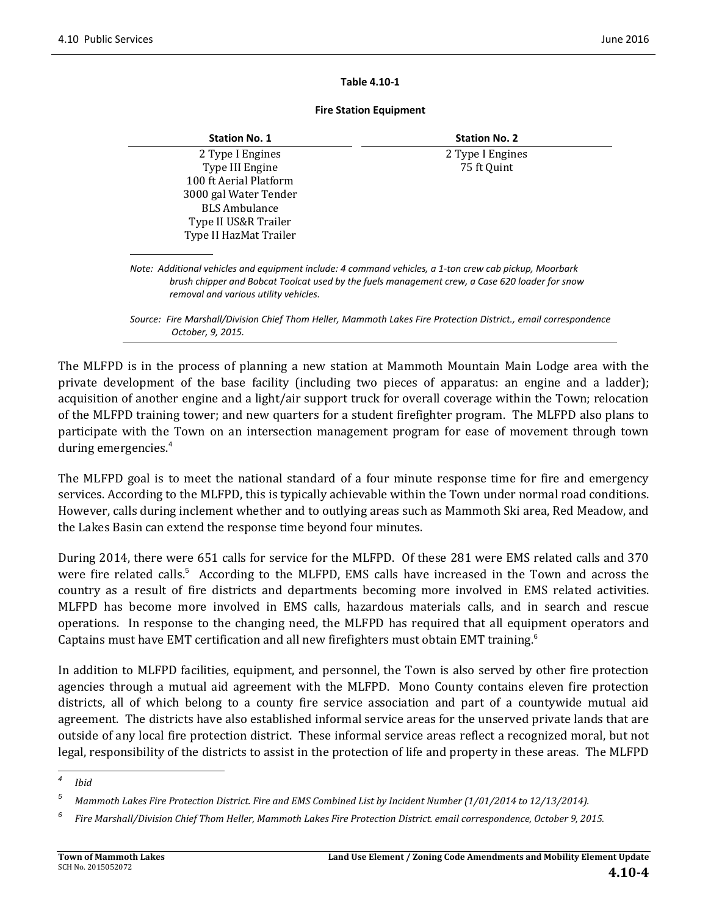**Table 4.10-1**

**Fire Station Equipment**

| Station No. 1 | Station No. 2 |
|---|---|
| 2 Type I Engines | 2 Type I Engines |
| Type III Engine | 75 ft Quint |
| 100 ft Aerial Platform | |
| 3000 gal Water Tender | |
| BLS Ambulance | |
| Type II US&R Trailer | |
| Type II HazMat Trailer | |

*Note: Additional vehicles and equipment include: 4 command vehicles, a 1-ton crew cab pickup, Moorbark brush chipper and Bobcat Toolcat used by the fuels management crew, a Case 620 loader for snow removal and various utility vehicles.*

*Source: Fire Marshall/Division Chief Thom Heller, Mammoth Lakes Fire Protection District., email correspondence October, 9, 2015.*

The MLFPD is in the process of planning a new station at Mammoth Mountain Main Lodge area with the private development of the base facility (including two pieces of apparatus: an engine and a ladder); acquisition of another engine and a light/air support truck for overall coverage within the Town; relocation of the MLFPD training tower; and new quarters for a student firefighter program. The MLFPD also plans to participate with the Town on an intersection management program for ease of movement through town during emergencies.[4]

The MLFPD goal is to meet the national standard of a four minute response time for fire and emergency services. According to the MLFPD, this is typically achievable within the Town under normal road conditions. However, calls during inclement whether and to outlying areas such as Mammoth Ski area, Red Meadow, and the Lakes Basin can extend the response time beyond four minutes.

During 2014, there were 651 calls for service for the MLFPD. Of these 281 were EMS related calls and 370 were fire related calls.[5] According to the MLFPD, EMS calls have increased in the Town and across the country as a result of fire districts and departments becoming more involved in EMS related activities. MLFPD has become more involved in EMS calls, hazardous materials calls, and in search and rescue operations. In response to the changing need, the MLFPD has required that all equipment operators and Captains must have EMT certification and all new firefighters must obtain EMT training.[6]

In addition to MLFPD facilities, equipment, and personnel, the Town is also served by other fire protection agencies through a mutual aid agreement with the MLFPD. Mono County contains eleven fire protection districts, all of which belong to a county fire service association and part of a countywide mutual aid agreement. The districts have also established informal service areas for the unserved private lands that are outside of any local fire protection district. These informal service areas reflect a recognized moral, but not legal, responsibility of the districts to assist in the protection of life and property in these areas. The MLFPD

---

[4] *Ibid*

[5] *Mammoth Lakes Fire Protection District. Fire and EMS Combined List by Incident Number (1/01/2014 to 12/13/2014).*

[6] *Fire Marshall/Division Chief Thom Heller, Mammoth Lakes Fire Protection District. email correspondence, October 9, 2015.*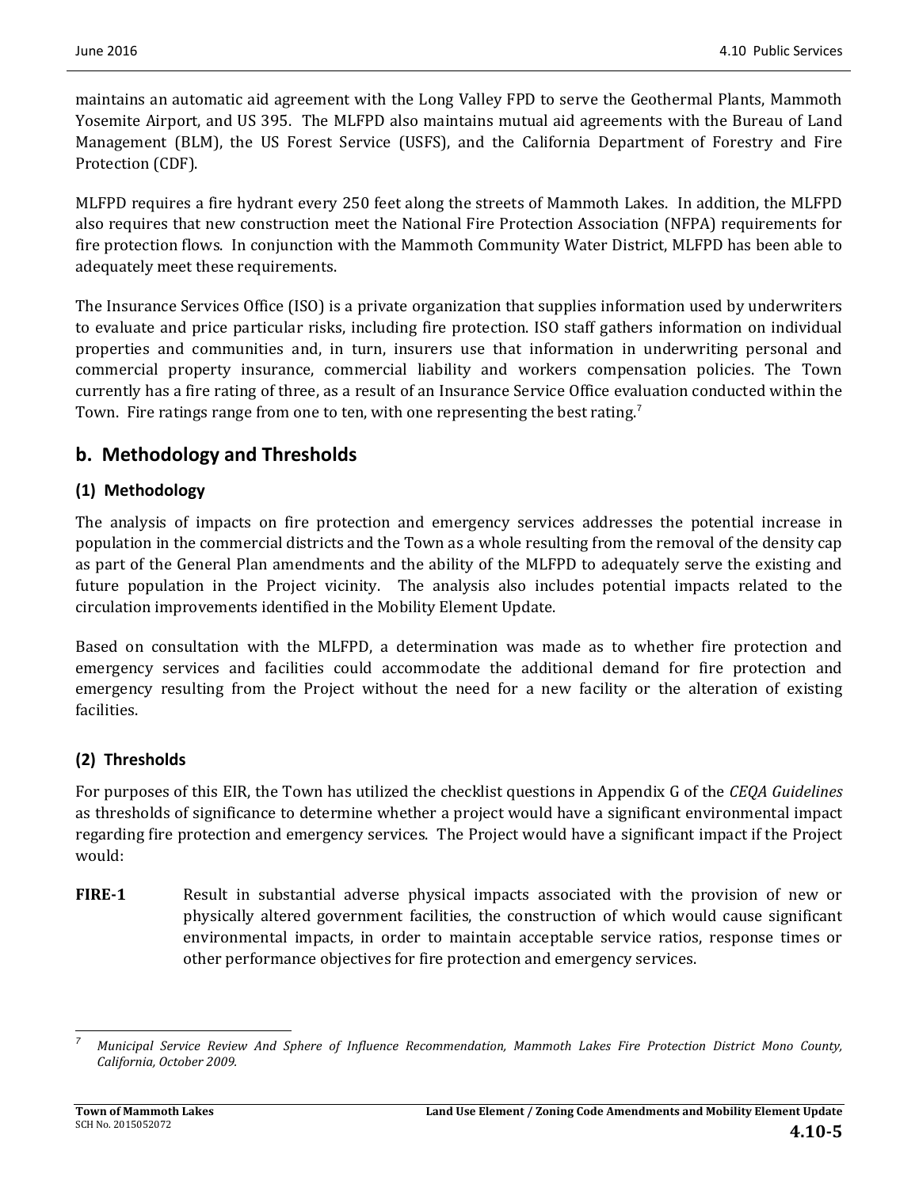maintains an automatic aid agreement with the Long Valley FPD to serve the Geothermal Plants, Mammoth Yosemite Airport, and US 395. The MLFPD also maintains mutual aid agreements with the Bureau of Land Management (BLM), the US Forest Service (USFS), and the California Department of Forestry and Fire Protection (CDF).

MLFPD requires a fire hydrant every 250 feet along the streets of Mammoth Lakes. In addition, the MLFPD also requires that new construction meet the National Fire Protection Association (NFPA) requirements for fire protection flows. In conjunction with the Mammoth Community Water District, MLFPD has been able to adequately meet these requirements.

The Insurance Services Office (ISO) is a private organization that supplies information used by underwriters to evaluate and price particular risks, including fire protection. ISO staff gathers information on individual properties and communities and, in turn, insurers use that information in underwriting personal and commercial property insurance, commercial liability and workers compensation policies. The Town currently has a fire rating of three, as a result of an Insurance Service Office evaluation conducted within the Town. Fire ratings range from one to ten, with one representing the best rating.[7]

## b. Methodology and Thresholds

### (1) Methodology

The analysis of impacts on fire protection and emergency services addresses the potential increase in population in the commercial districts and the Town as a whole resulting from the removal of the density cap as part of the General Plan amendments and the ability of the MLFPD to adequately serve the existing and future population in the Project vicinity. The analysis also includes potential impacts related to the circulation improvements identified in the Mobility Element Update.

Based on consultation with the MLFPD, a determination was made as to whether fire protection and emergency services and facilities could accommodate the additional demand for fire protection and emergency resulting from the Project without the need for a new facility or the alteration of existing facilities.

### (2) Thresholds

For purposes of this EIR, the Town has utilized the checklist questions in Appendix G of the *CEQA Guidelines* as thresholds of significance to determine whether a project would have a significant environmental impact regarding fire protection and emergency services. The Project would have a significant impact if the Project would:

**FIRE-1** Result in substantial adverse physical impacts associated with the provision of new or physically altered government facilities, the construction of which would cause significant environmental impacts, in order to maintain acceptable service ratios, response times or other performance objectives for fire protection and emergency services.

---

[7] *Municipal Service Review And Sphere of Influence Recommendation, Mammoth Lakes Fire Protection District Mono County, California, October 2009.*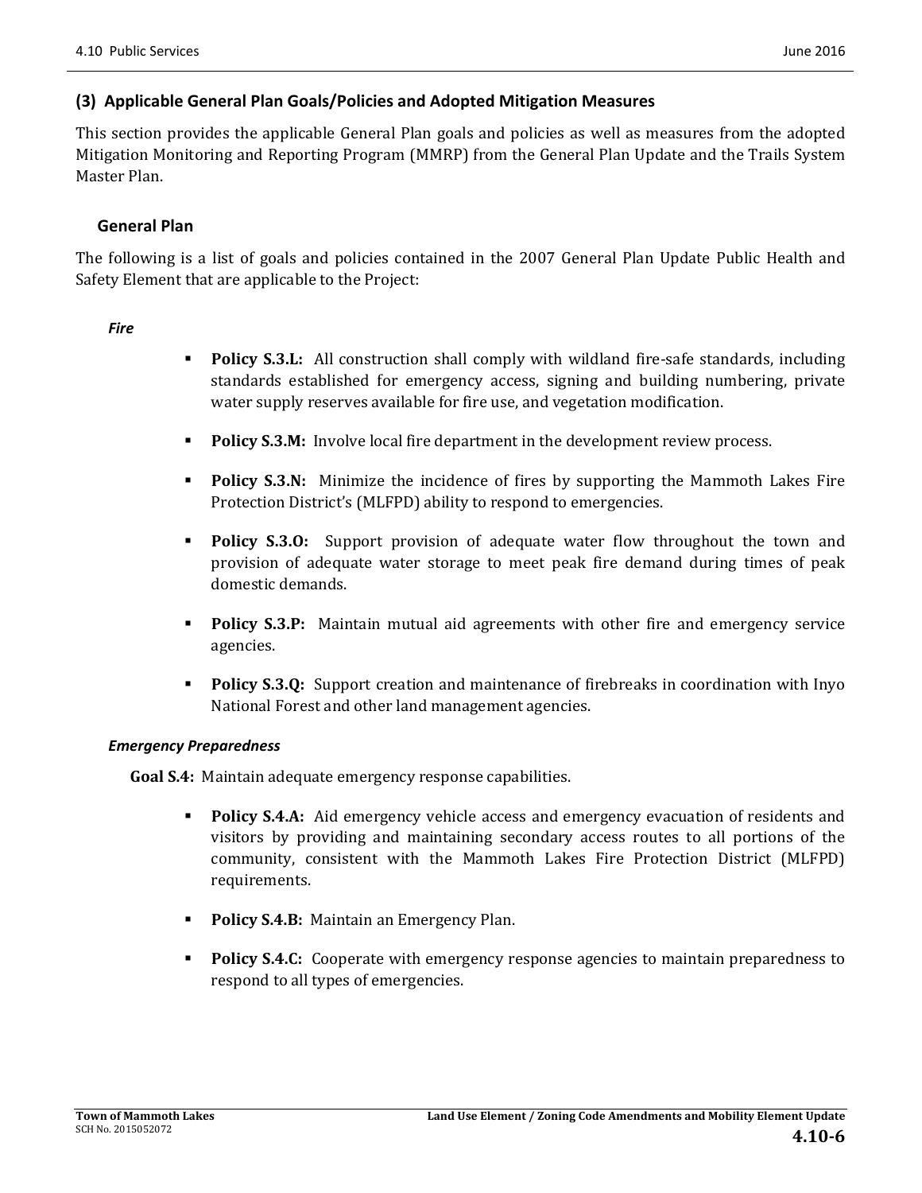### (3) Applicable General Plan Goals/Policies and Adopted Mitigation Measures

This section provides the applicable General Plan goals and policies as well as measures from the adopted Mitigation Monitoring and Reporting Program (MMRP) from the General Plan Update and the Trails System Master Plan.

#### General Plan

The following is a list of goals and policies contained in the 2007 General Plan Update Public Health and Safety Element that are applicable to the Project:

***Fire***

- **Policy S.3.L:** All construction shall comply with wildland fire-safe standards, including standards established for emergency access, signing and building numbering, private water supply reserves available for fire use, and vegetation modification.
- **Policy S.3.M:** Involve local fire department in the development review process.
- **Policy S.3.N:** Minimize the incidence of fires by supporting the Mammoth Lakes Fire Protection District's (MLFPD) ability to respond to emergencies.
- **Policy S.3.O:** Support provision of adequate water flow throughout the town and provision of adequate water storage to meet peak fire demand during times of peak domestic demands.
- **Policy S.3.P:** Maintain mutual aid agreements with other fire and emergency service agencies.
- **Policy S.3.Q:** Support creation and maintenance of firebreaks in coordination with Inyo National Forest and other land management agencies.

***Emergency Preparedness***

**Goal S.4:** Maintain adequate emergency response capabilities.

- **Policy S.4.A:** Aid emergency vehicle access and emergency evacuation of residents and visitors by providing and maintaining secondary access routes to all portions of the community, consistent with the Mammoth Lakes Fire Protection District (MLFPD) requirements.
- **Policy S.4.B:** Maintain an Emergency Plan.
- **Policy S.4.C:** Cooperate with emergency response agencies to maintain preparedness to respond to all types of emergencies.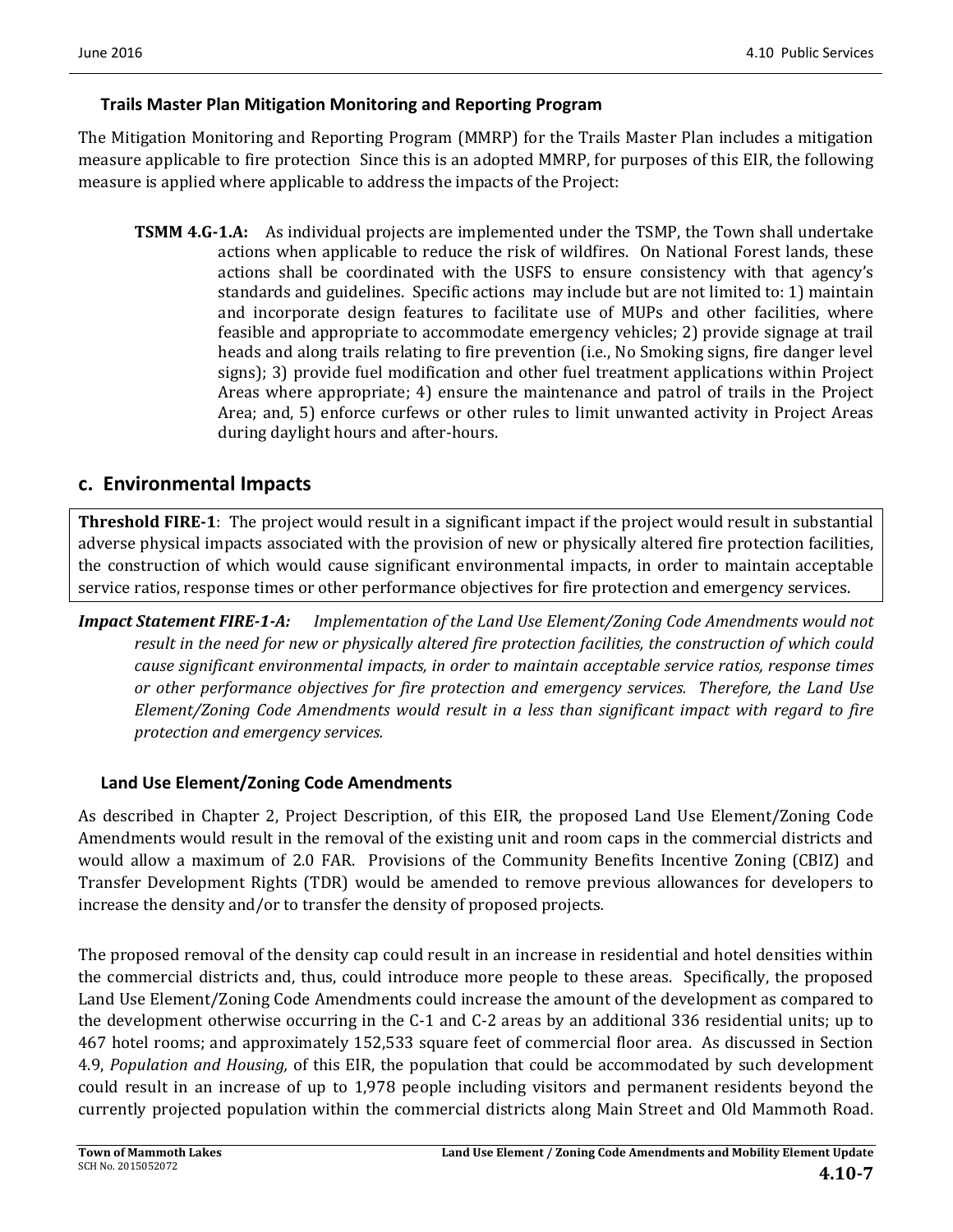### Trails Master Plan Mitigation Monitoring and Reporting Program

The Mitigation Monitoring and Reporting Program (MMRP) for the Trails Master Plan includes a mitigation measure applicable to fire protection Since this is an adopted MMRP, for purposes of this EIR, the following measure is applied where applicable to address the impacts of the Project:

**TSMM 4.G-1.A:** As individual projects are implemented under the TSMP, the Town shall undertake actions when applicable to reduce the risk of wildfires. On National Forest lands, these actions shall be coordinated with the USFS to ensure consistency with that agency's standards and guidelines. Specific actions may include but are not limited to: 1) maintain and incorporate design features to facilitate use of MUPs and other facilities, where feasible and appropriate to accommodate emergency vehicles; 2) provide signage at trail heads and along trails relating to fire prevention (i.e., No Smoking signs, fire danger level signs); 3) provide fuel modification and other fuel treatment applications within Project Areas where appropriate; 4) ensure the maintenance and patrol of trails in the Project Area; and, 5) enforce curfews or other rules to limit unwanted activity in Project Areas during daylight hours and after-hours.

## c. Environmental Impacts

**Threshold FIRE-1**: The project would result in a significant impact if the project would result in substantial adverse physical impacts associated with the provision of new or physically altered fire protection facilities, the construction of which would cause significant environmental impacts, in order to maintain acceptable service ratios, response times or other performance objectives for fire protection and emergency services.

***Impact Statement FIRE-1-A:*** *Implementation of the Land Use Element/Zoning Code Amendments would not result in the need for new or physically altered fire protection facilities, the construction of which could cause significant environmental impacts, in order to maintain acceptable service ratios, response times or other performance objectives for fire protection and emergency services. Therefore, the Land Use Element/Zoning Code Amendments would result in a less than significant impact with regard to fire protection and emergency services.*

### Land Use Element/Zoning Code Amendments

As described in Chapter 2, Project Description, of this EIR, the proposed Land Use Element/Zoning Code Amendments would result in the removal of the existing unit and room caps in the commercial districts and would allow a maximum of 2.0 FAR. Provisions of the Community Benefits Incentive Zoning (CBIZ) and Transfer Development Rights (TDR) would be amended to remove previous allowances for developers to increase the density and/or to transfer the density of proposed projects.

The proposed removal of the density cap could result in an increase in residential and hotel densities within the commercial districts and, thus, could introduce more people to these areas. Specifically, the proposed Land Use Element/Zoning Code Amendments could increase the amount of the development as compared to the development otherwise occurring in the C-1 and C-2 areas by an additional 336 residential units; up to 467 hotel rooms; and approximately 152,533 square feet of commercial floor area. As discussed in Section 4.9, *Population and Housing,* of this EIR, the population that could be accommodated by such development could result in an increase of up to 1,978 people including visitors and permanent residents beyond the currently projected population within the commercial districts along Main Street and Old Mammoth Road.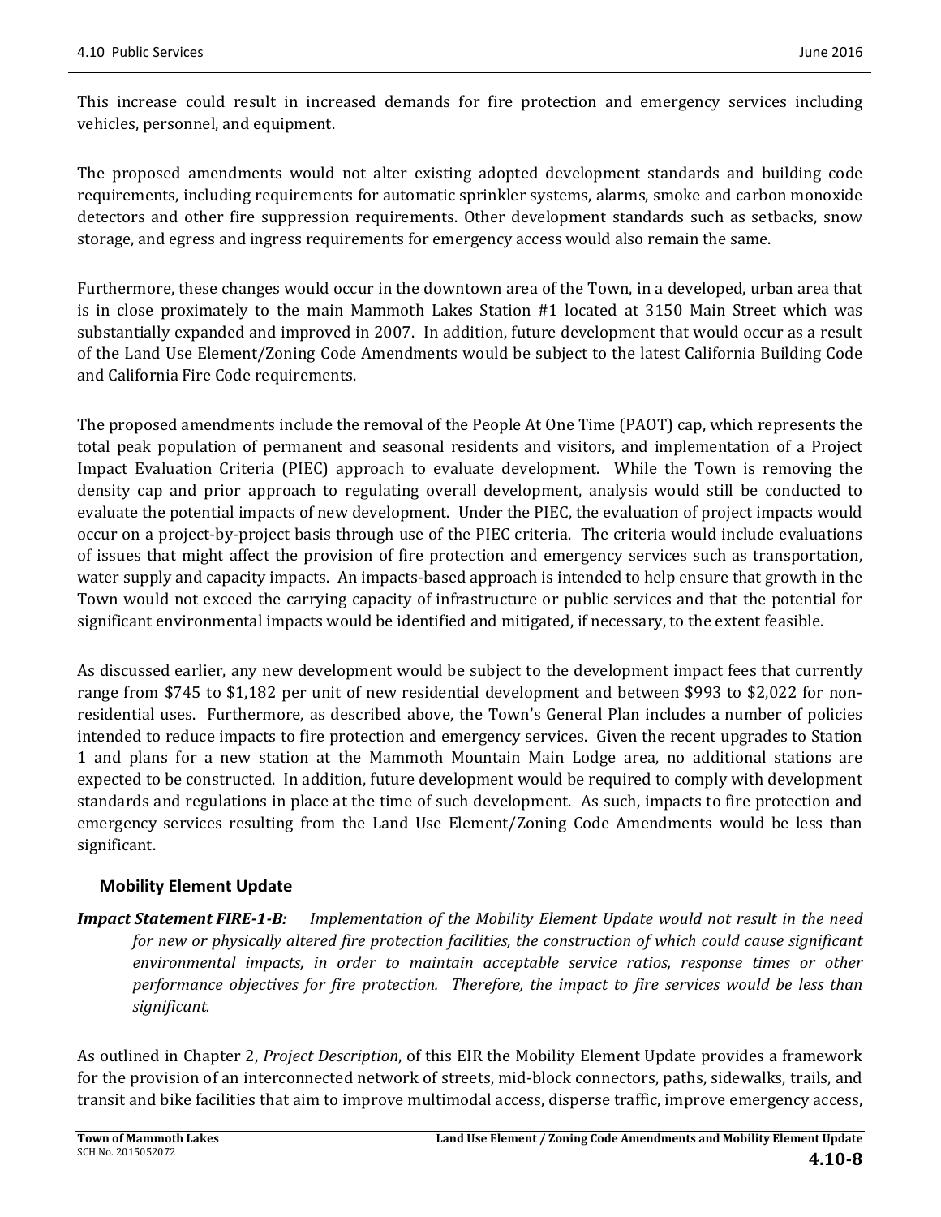This increase could result in increased demands for fire protection and emergency services including vehicles, personnel, and equipment.

The proposed amendments would not alter existing adopted development standards and building code requirements, including requirements for automatic sprinkler systems, alarms, smoke and carbon monoxide detectors and other fire suppression requirements. Other development standards such as setbacks, snow storage, and egress and ingress requirements for emergency access would also remain the same.

Furthermore, these changes would occur in the downtown area of the Town, in a developed, urban area that is in close proximately to the main Mammoth Lakes Station #1 located at 3150 Main Street which was substantially expanded and improved in 2007. In addition, future development that would occur as a result of the Land Use Element/Zoning Code Amendments would be subject to the latest California Building Code and California Fire Code requirements.

The proposed amendments include the removal of the People At One Time (PAOT) cap, which represents the total peak population of permanent and seasonal residents and visitors, and implementation of a Project Impact Evaluation Criteria (PIEC) approach to evaluate development. While the Town is removing the density cap and prior approach to regulating overall development, analysis would still be conducted to evaluate the potential impacts of new development. Under the PIEC, the evaluation of project impacts would occur on a project-by-project basis through use of the PIEC criteria. The criteria would include evaluations of issues that might affect the provision of fire protection and emergency services such as transportation, water supply and capacity impacts. An impacts-based approach is intended to help ensure that growth in the Town would not exceed the carrying capacity of infrastructure or public services and that the potential for significant environmental impacts would be identified and mitigated, if necessary, to the extent feasible.

As discussed earlier, any new development would be subject to the development impact fees that currently range from $745 to $1,182 per unit of new residential development and between $993 to $2,022 for non-residential uses. Furthermore, as described above, the Town's General Plan includes a number of policies intended to reduce impacts to fire protection and emergency services. Given the recent upgrades to Station 1 and plans for a new station at the Mammoth Mountain Main Lodge area, no additional stations are expected to be constructed. In addition, future development would be required to comply with development standards and regulations in place at the time of such development. As such, impacts to fire protection and emergency services resulting from the Land Use Element/Zoning Code Amendments would be less than significant.

### Mobility Element Update

***Impact Statement FIRE-1-B:*** *Implementation of the Mobility Element Update would not result in the need for new or physically altered fire protection facilities, the construction of which could cause significant environmental impacts, in order to maintain acceptable service ratios, response times or other performance objectives for fire protection. Therefore, the impact to fire services would be less than significant.*

As outlined in Chapter 2, *Project Description*, of this EIR the Mobility Element Update provides a framework for the provision of an interconnected network of streets, mid-block connectors, paths, sidewalks, trails, and transit and bike facilities that aim to improve multimodal access, disperse traffic, improve emergency access,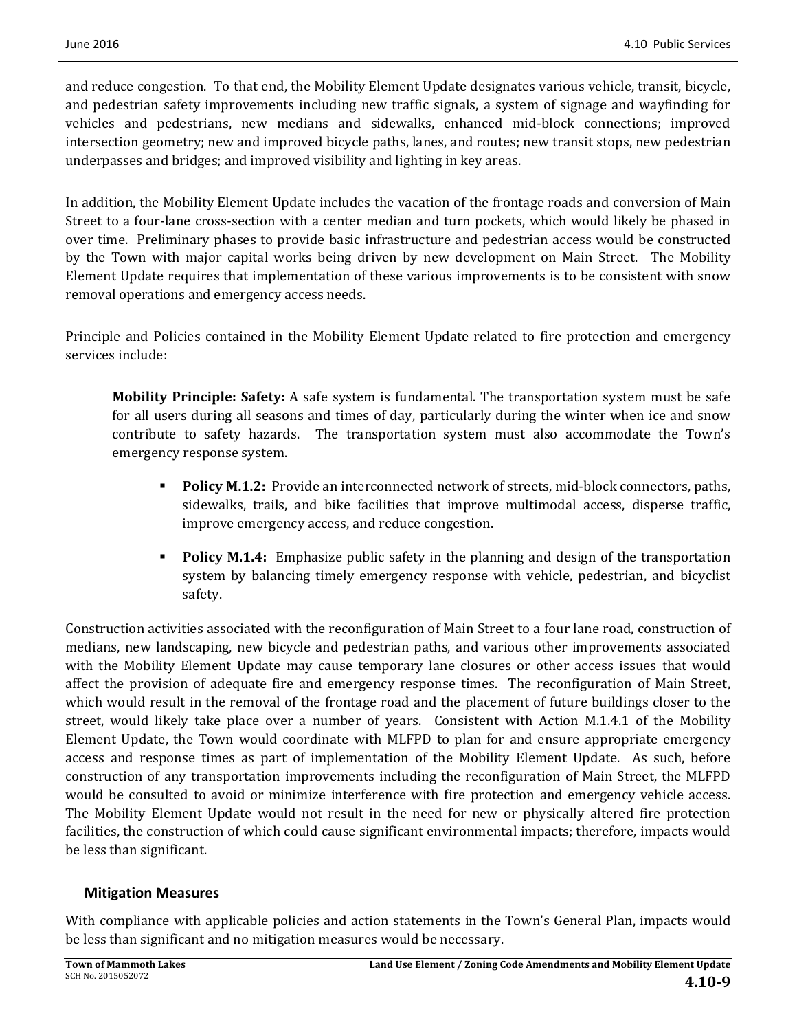and reduce congestion. To that end, the Mobility Element Update designates various vehicle, transit, bicycle, and pedestrian safety improvements including new traffic signals, a system of signage and wayfinding for vehicles and pedestrians, new medians and sidewalks, enhanced mid-block connections; improved intersection geometry; new and improved bicycle paths, lanes, and routes; new transit stops, new pedestrian underpasses and bridges; and improved visibility and lighting in key areas.

In addition, the Mobility Element Update includes the vacation of the frontage roads and conversion of Main Street to a four-lane cross-section with a center median and turn pockets, which would likely be phased in over time. Preliminary phases to provide basic infrastructure and pedestrian access would be constructed by the Town with major capital works being driven by new development on Main Street. The Mobility Element Update requires that implementation of these various improvements is to be consistent with snow removal operations and emergency access needs.

Principle and Policies contained in the Mobility Element Update related to fire protection and emergency services include:

> **Mobility Principle: Safety:** A safe system is fundamental. The transportation system must be safe for all users during all seasons and times of day, particularly during the winter when ice and snow contribute to safety hazards. The transportation system must also accommodate the Town's emergency response system.
>
> - **Policy M.1.2:** Provide an interconnected network of streets, mid-block connectors, paths, sidewalks, trails, and bike facilities that improve multimodal access, disperse traffic, improve emergency access, and reduce congestion.
> - **Policy M.1.4:** Emphasize public safety in the planning and design of the transportation system by balancing timely emergency response with vehicle, pedestrian, and bicyclist safety.

Construction activities associated with the reconfiguration of Main Street to a four lane road, construction of medians, new landscaping, new bicycle and pedestrian paths, and various other improvements associated with the Mobility Element Update may cause temporary lane closures or other access issues that would affect the provision of adequate fire and emergency response times. The reconfiguration of Main Street, which would result in the removal of the frontage road and the placement of future buildings closer to the street, would likely take place over a number of years. Consistent with Action M.1.4.1 of the Mobility Element Update, the Town would coordinate with MLFPD to plan for and ensure appropriate emergency access and response times as part of implementation of the Mobility Element Update. As such, before construction of any transportation improvements including the reconfiguration of Main Street, the MLFPD would be consulted to avoid or minimize interference with fire protection and emergency vehicle access. The Mobility Element Update would not result in the need for new or physically altered fire protection facilities, the construction of which could cause significant environmental impacts; therefore, impacts would be less than significant.

### Mitigation Measures

With compliance with applicable policies and action statements in the Town's General Plan, impacts would be less than significant and no mitigation measures would be necessary.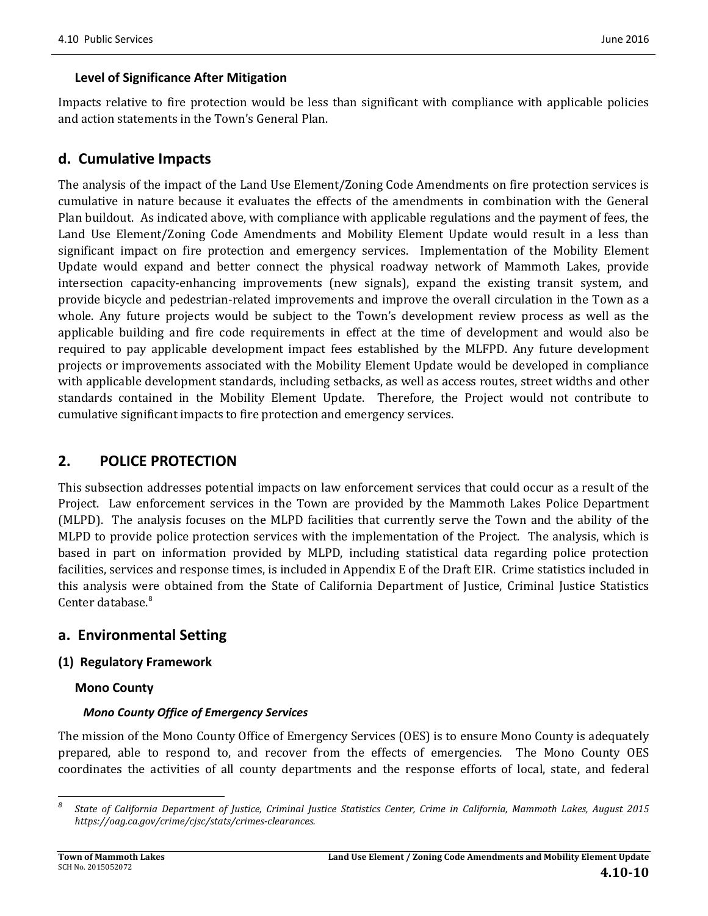### Level of Significance After Mitigation

Impacts relative to fire protection would be less than significant with compliance with applicable policies and action statements in the Town's General Plan.

## d. Cumulative Impacts

The analysis of the impact of the Land Use Element/Zoning Code Amendments on fire protection services is cumulative in nature because it evaluates the effects of the amendments in combination with the General Plan buildout. As indicated above, with compliance with applicable regulations and the payment of fees, the Land Use Element/Zoning Code Amendments and Mobility Element Update would result in a less than significant impact on fire protection and emergency services. Implementation of the Mobility Element Update would expand and better connect the physical roadway network of Mammoth Lakes, provide intersection capacity-enhancing improvements (new signals), expand the existing transit system, and provide bicycle and pedestrian-related improvements and improve the overall circulation in the Town as a whole. Any future projects would be subject to the Town's development review process as well as the applicable building and fire code requirements in effect at the time of development and would also be required to pay applicable development impact fees established by the MLFPD. Any future development projects or improvements associated with the Mobility Element Update would be developed in compliance with applicable development standards, including setbacks, as well as access routes, street widths and other standards contained in the Mobility Element Update. Therefore, the Project would not contribute to cumulative significant impacts to fire protection and emergency services.

## 2. POLICE PROTECTION

This subsection addresses potential impacts on law enforcement services that could occur as a result of the Project. Law enforcement services in the Town are provided by the Mammoth Lakes Police Department (MLPD). The analysis focuses on the MLPD facilities that currently serve the Town and the ability of the MLPD to provide police protection services with the implementation of the Project. The analysis, which is based in part on information provided by MLPD, including statistical data regarding police protection facilities, services and response times, is included in Appendix E of the Draft EIR. Crime statistics included in this analysis were obtained from the State of California Department of Justice, Criminal Justice Statistics Center database.[8]

## a. Environmental Setting

### (1) Regulatory Framework

#### Mono County

##### *Mono County Office of Emergency Services*

The mission of the Mono County Office of Emergency Services (OES) is to ensure Mono County is adequately prepared, able to respond to, and recover from the effects of emergencies. The Mono County OES coordinates the activities of all county departments and the response efforts of local, state, and federal

---

[8] *State of California Department of Justice, Criminal Justice Statistics Center, Crime in California, Mammoth Lakes, August 2015 https://oag.ca.gov/crime/cjsc/stats/crimes-clearances.*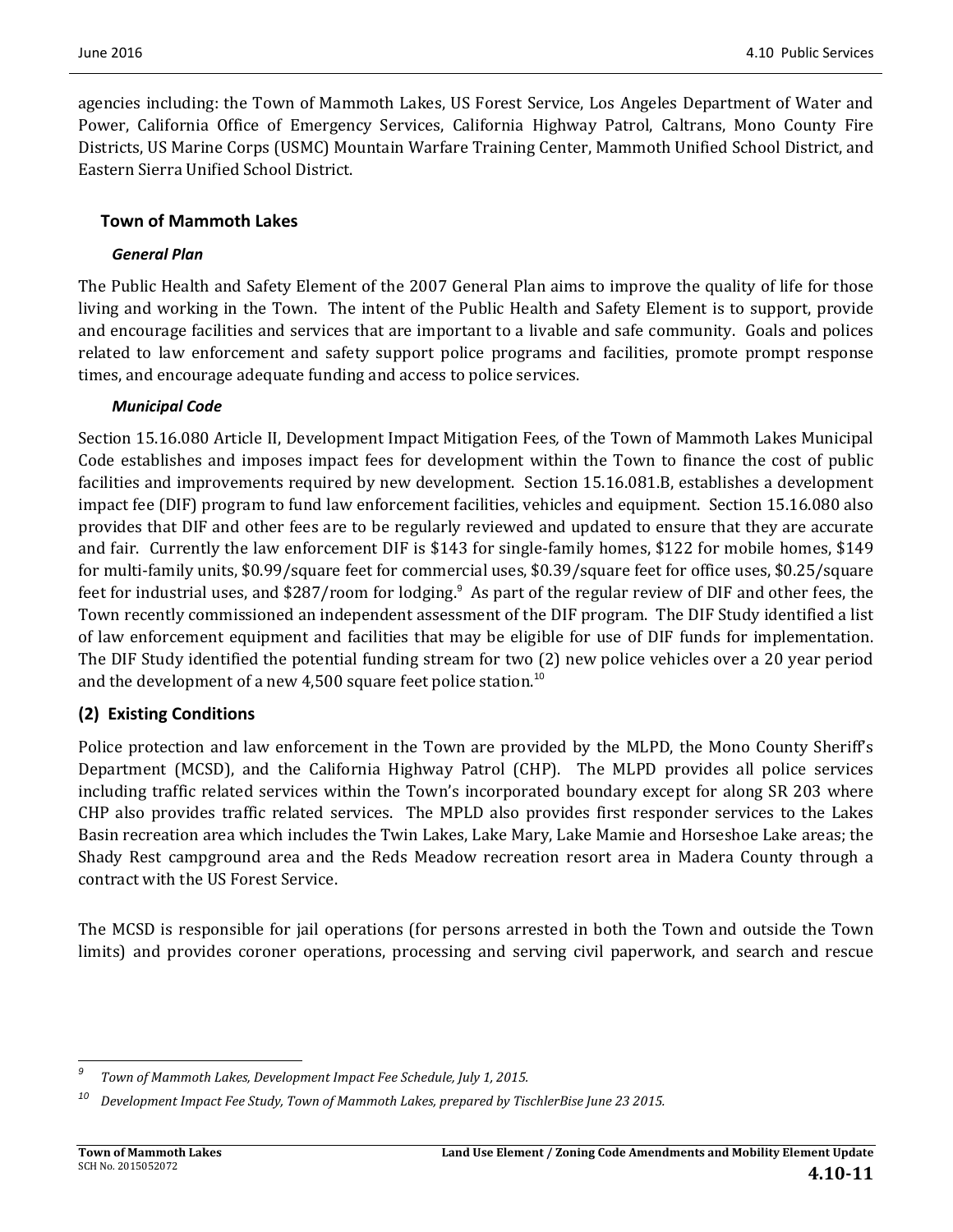agencies including: the Town of Mammoth Lakes, US Forest Service, Los Angeles Department of Water and Power, California Office of Emergency Services, California Highway Patrol, Caltrans, Mono County Fire Districts, US Marine Corps (USMC) Mountain Warfare Training Center, Mammoth Unified School District, and Eastern Sierra Unified School District.

### Town of Mammoth Lakes

#### *General Plan*

The Public Health and Safety Element of the 2007 General Plan aims to improve the quality of life for those living and working in the Town. The intent of the Public Health and Safety Element is to support, provide and encourage facilities and services that are important to a livable and safe community. Goals and polices related to law enforcement and safety support police programs and facilities, promote prompt response times, and encourage adequate funding and access to police services.

#### *Municipal Code*

Section 15.16.080 Article II, Development Impact Mitigation Fees*,* of the Town of Mammoth Lakes Municipal Code establishes and imposes impact fees for development within the Town to finance the cost of public facilities and improvements required by new development. Section 15.16.081.B, establishes a development impact fee (DIF) program to fund law enforcement facilities, vehicles and equipment. Section 15.16.080 also provides that DIF and other fees are to be regularly reviewed and updated to ensure that they are accurate and fair. Currently the law enforcement DIF is $143 for single-family homes, $122 for mobile homes, $149 for multi-family units, $0.99/square feet for commercial uses, $0.39/square feet for office uses, $0.25/square feet for industrial uses, and $287/room for lodging.[9] As part of the regular review of DIF and other fees, the Town recently commissioned an independent assessment of the DIF program. The DIF Study identified a list of law enforcement equipment and facilities that may be eligible for use of DIF funds for implementation. The DIF Study identified the potential funding stream for two (2) new police vehicles over a 20 year period and the development of a new 4,500 square feet police station.[10]

## (2) Existing Conditions

Police protection and law enforcement in the Town are provided by the MLPD, the Mono County Sheriff's Department (MCSD), and the California Highway Patrol (CHP). The MLPD provides all police services including traffic related services within the Town's incorporated boundary except for along SR 203 where CHP also provides traffic related services. The MPLD also provides first responder services to the Lakes Basin recreation area which includes the Twin Lakes, Lake Mary, Lake Mamie and Horseshoe Lake areas; the Shady Rest campground area and the Reds Meadow recreation resort area in Madera County through a contract with the US Forest Service.

The MCSD is responsible for jail operations (for persons arrested in both the Town and outside the Town limits) and provides coroner operations, processing and serving civil paperwork, and search and rescue

---

[9] *Town of Mammoth Lakes, Development Impact Fee Schedule, July 1, 2015.*

[10] *Development Impact Fee Study, Town of Mammoth Lakes, prepared by TischlerBise June 23 2015.*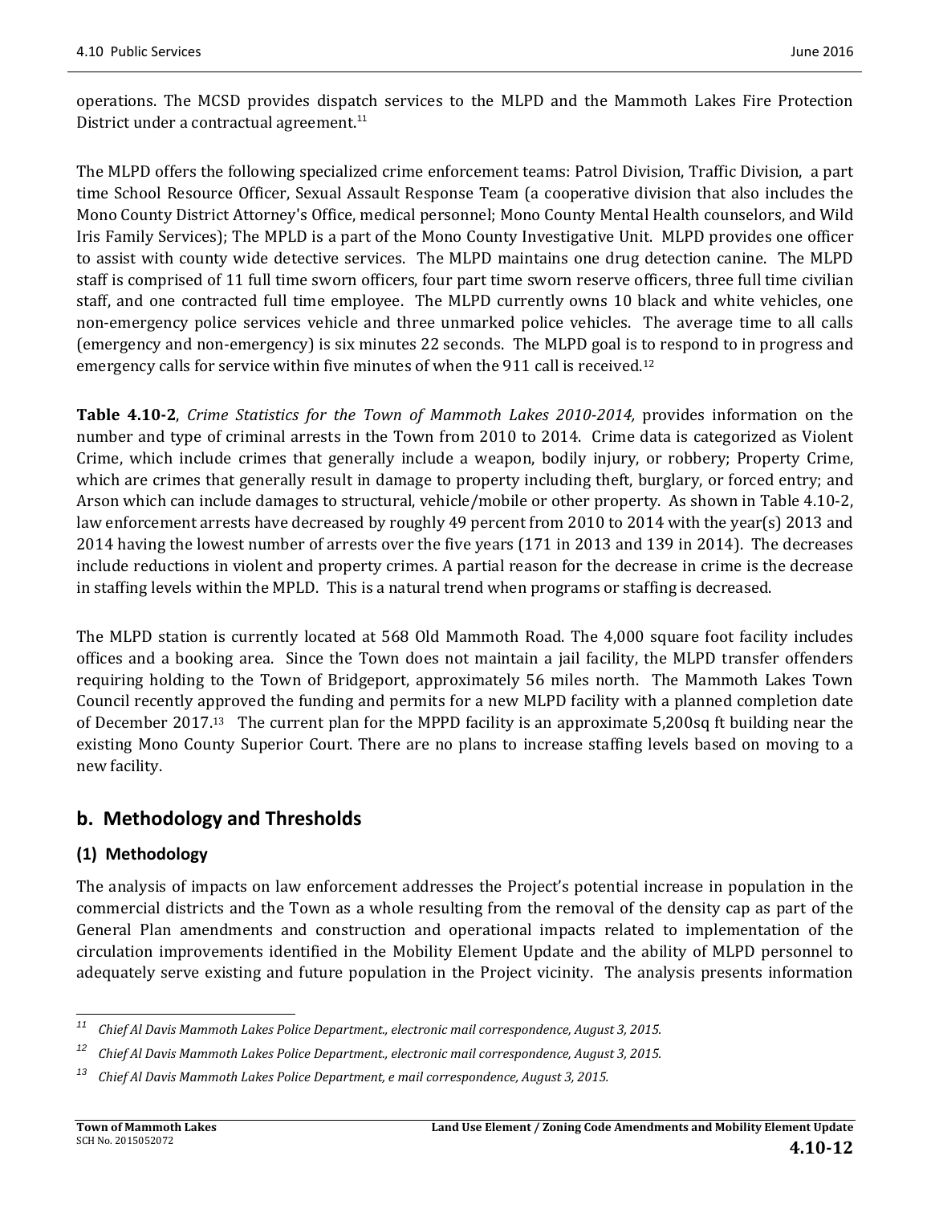operations. The MCSD provides dispatch services to the MLPD and the Mammoth Lakes Fire Protection District under a contractual agreement.[11]

The MLPD offers the following specialized crime enforcement teams: Patrol Division, Traffic Division, a part time School Resource Officer, Sexual Assault Response Team (a cooperative division that also includes the Mono County District Attorney's Office, medical personnel; Mono County Mental Health counselors, and Wild Iris Family Services); The MPLD is a part of the Mono County Investigative Unit. MLPD provides one officer to assist with county wide detective services. The MLPD maintains one drug detection canine. The MLPD staff is comprised of 11 full time sworn officers, four part time sworn reserve officers, three full time civilian staff, and one contracted full time employee. The MLPD currently owns 10 black and white vehicles, one non-emergency police services vehicle and three unmarked police vehicles. The average time to all calls (emergency and non-emergency) is six minutes 22 seconds. The MLPD goal is to respond to in progress and emergency calls for service within five minutes of when the 911 call is received.[12]

**Table 4.10-2**, *Crime Statistics for the Town of Mammoth Lakes 2010-2014,* provides information on the number and type of criminal arrests in the Town from 2010 to 2014. Crime data is categorized as Violent Crime, which include crimes that generally include a weapon, bodily injury, or robbery; Property Crime, which are crimes that generally result in damage to property including theft, burglary, or forced entry; and Arson which can include damages to structural, vehicle/mobile or other property. As shown in Table 4.10-2, law enforcement arrests have decreased by roughly 49 percent from 2010 to 2014 with the year(s) 2013 and 2014 having the lowest number of arrests over the five years (171 in 2013 and 139 in 2014). The decreases include reductions in violent and property crimes. A partial reason for the decrease in crime is the decrease in staffing levels within the MPLD. This is a natural trend when programs or staffing is decreased.

The MLPD station is currently located at 568 Old Mammoth Road. The 4,000 square foot facility includes offices and a booking area. Since the Town does not maintain a jail facility, the MLPD transfer offenders requiring holding to the Town of Bridgeport, approximately 56 miles north. The Mammoth Lakes Town Council recently approved the funding and permits for a new MLPD facility with a planned completion date of December 2017.[13] The current plan for the MPPD facility is an approximate 5,200sq ft building near the existing Mono County Superior Court. There are no plans to increase staffing levels based on moving to a new facility.

## b. Methodology and Thresholds

### (1) Methodology

The analysis of impacts on law enforcement addresses the Project's potential increase in population in the commercial districts and the Town as a whole resulting from the removal of the density cap as part of the General Plan amendments and construction and operational impacts related to implementation of the circulation improvements identified in the Mobility Element Update and the ability of MLPD personnel to adequately serve existing and future population in the Project vicinity. The analysis presents information

---

[11] *Chief Al Davis Mammoth Lakes Police Department., electronic mail correspondence, August 3, 2015.*

[12] *Chief Al Davis Mammoth Lakes Police Department., electronic mail correspondence, August 3, 2015.*

[13] *Chief Al Davis Mammoth Lakes Police Department, e mail correspondence, August 3, 2015.*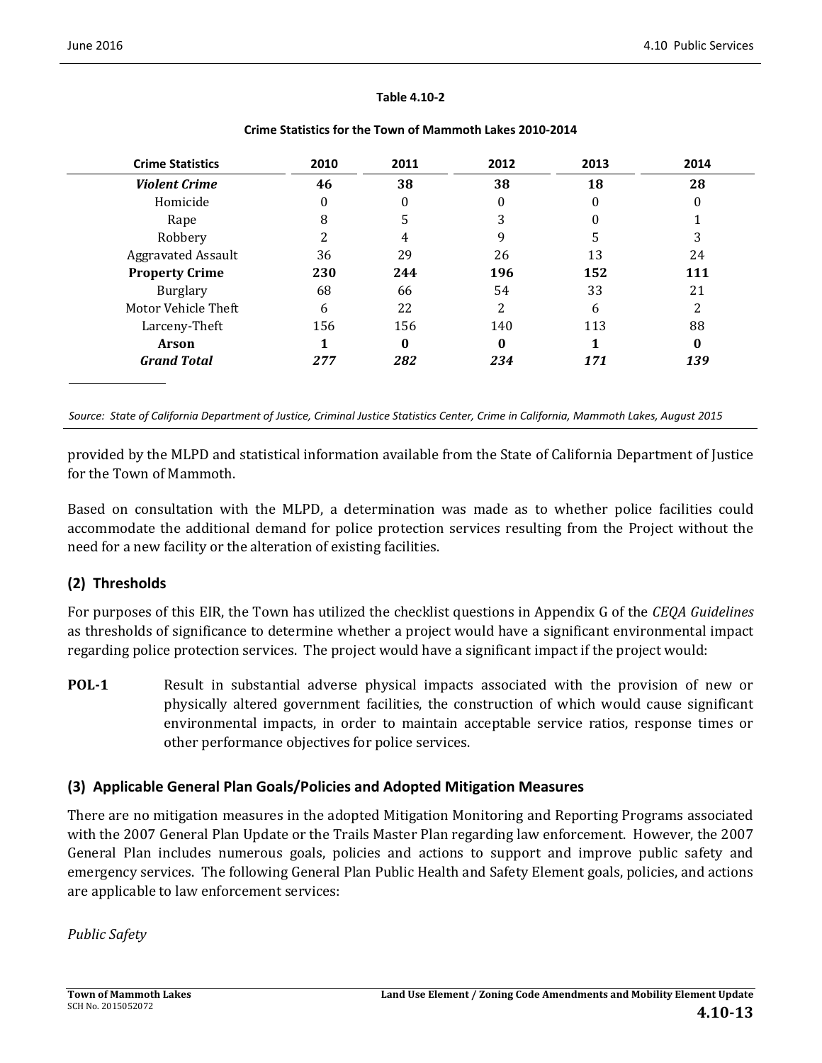**Table 4.10-2**

**Crime Statistics for the Town of Mammoth Lakes 2010-2014**

| Crime Statistics | 2010 | 2011 | 2012 | 2013 | 2014 |
|---|---|---|---|---|---|
| ***Violent Crime*** | **46** | **38** | **38** | **18** | **28** |
| Homicide | 0 | 0 | 0 | 0 | 0 |
| Rape | 8 | 5 | 3 | 0 | 1 |
| Robbery | 2 | 4 | 9 | 5 | 3 |
| Aggravated Assault | 36 | 29 | 26 | 13 | 24 |
| **Property Crime** | **230** | **244** | **196** | **152** | **111** |
| Burglary | 68 | 66 | 54 | 33 | 21 |
| Motor Vehicle Theft | 6 | 22 | 2 | 6 | 2 |
| Larceny-Theft | 156 | 156 | 140 | 113 | 88 |
| **Arson** | **1** | **0** | **0** | **1** | **0** |
| ***Grand Total*** | ***277*** | ***282*** | ***234*** | ***171*** | ***139*** |

*Source: State of California Department of Justice, Criminal Justice Statistics Center, Crime in California, Mammoth Lakes, August 2015*

provided by the MLPD and statistical information available from the State of California Department of Justice for the Town of Mammoth.

Based on consultation with the MLPD, a determination was made as to whether police facilities could accommodate the additional demand for police protection services resulting from the Project without the need for a new facility or the alteration of existing facilities.

### (2) Thresholds

For purposes of this EIR, the Town has utilized the checklist questions in Appendix G of the *CEQA Guidelines* as thresholds of significance to determine whether a project would have a significant environmental impact regarding police protection services. The project would have a significant impact if the project would:

**POL-1** Result in substantial adverse physical impacts associated with the provision of new or physically altered government facilities, the construction of which would cause significant environmental impacts, in order to maintain acceptable service ratios, response times or other performance objectives for police services.

### (3) Applicable General Plan Goals/Policies and Adopted Mitigation Measures

There are no mitigation measures in the adopted Mitigation Monitoring and Reporting Programs associated with the 2007 General Plan Update or the Trails Master Plan regarding law enforcement. However, the 2007 General Plan includes numerous goals, policies and actions to support and improve public safety and emergency services. The following General Plan Public Health and Safety Element goals, policies, and actions are applicable to law enforcement services:

*Public Safety*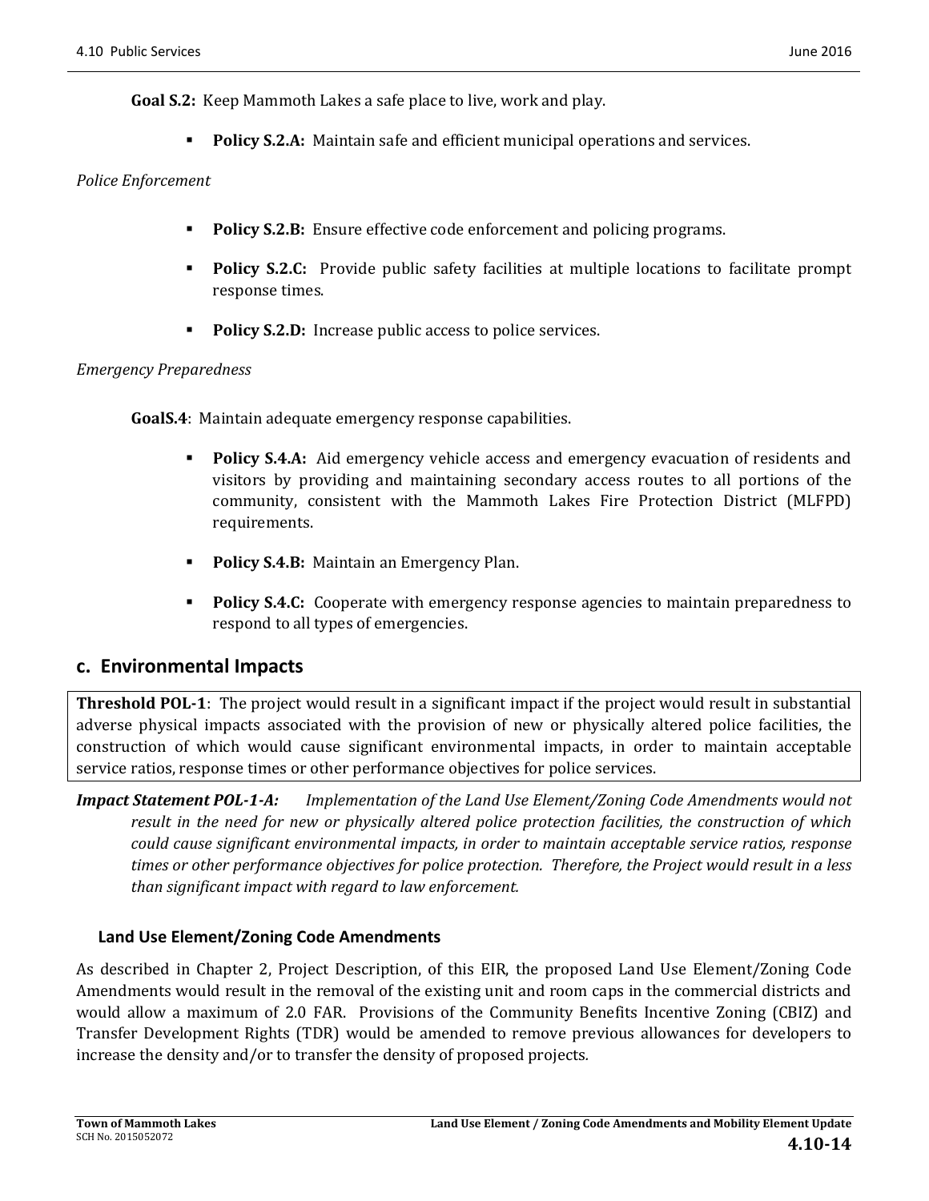**Goal S.2:** Keep Mammoth Lakes a safe place to live, work and play.

- **Policy S.2.A:** Maintain safe and efficient municipal operations and services.

*Police Enforcement*

- **Policy S.2.B:** Ensure effective code enforcement and policing programs.
- **Policy S.2.C:** Provide public safety facilities at multiple locations to facilitate prompt response times.
- **Policy S.2.D:** Increase public access to police services.

*Emergency Preparedness*

**GoalS.4**: Maintain adequate emergency response capabilities.

- **Policy S.4.A:** Aid emergency vehicle access and emergency evacuation of residents and visitors by providing and maintaining secondary access routes to all portions of the community, consistent with the Mammoth Lakes Fire Protection District (MLFPD) requirements.
- **Policy S.4.B:** Maintain an Emergency Plan.
- **Policy S.4.C:** Cooperate with emergency response agencies to maintain preparedness to respond to all types of emergencies.

## c. Environmental Impacts

**Threshold POL-1**: The project would result in a significant impact if the project would result in substantial adverse physical impacts associated with the provision of new or physically altered police facilities, the construction of which would cause significant environmental impacts, in order to maintain acceptable service ratios, response times or other performance objectives for police services.

***Impact Statement POL-1-A:*** *Implementation of the Land Use Element/Zoning Code Amendments would not result in the need for new or physically altered police protection facilities, the construction of which could cause significant environmental impacts, in order to maintain acceptable service ratios, response times or other performance objectives for police protection. Therefore, the Project would result in a less than significant impact with regard to law enforcement.*

### Land Use Element/Zoning Code Amendments

As described in Chapter 2, Project Description, of this EIR, the proposed Land Use Element/Zoning Code Amendments would result in the removal of the existing unit and room caps in the commercial districts and would allow a maximum of 2.0 FAR. Provisions of the Community Benefits Incentive Zoning (CBIZ) and Transfer Development Rights (TDR) would be amended to remove previous allowances for developers to increase the density and/or to transfer the density of proposed projects.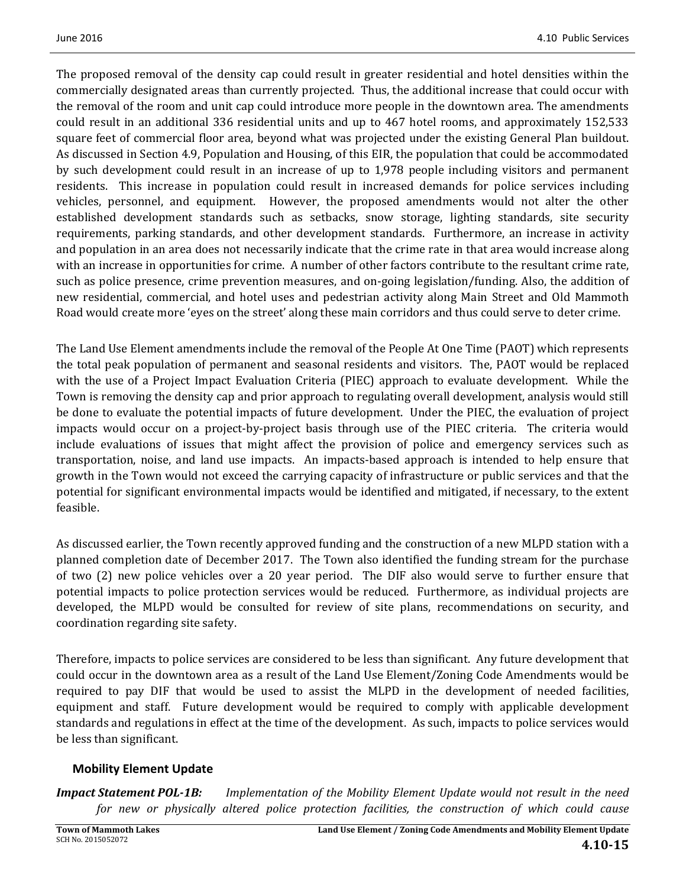The proposed removal of the density cap could result in greater residential and hotel densities within the commercially designated areas than currently projected. Thus, the additional increase that could occur with the removal of the room and unit cap could introduce more people in the downtown area. The amendments could result in an additional 336 residential units and up to 467 hotel rooms, and approximately 152,533 square feet of commercial floor area, beyond what was projected under the existing General Plan buildout. As discussed in Section 4.9, Population and Housing, of this EIR, the population that could be accommodated by such development could result in an increase of up to 1,978 people including visitors and permanent residents. This increase in population could result in increased demands for police services including vehicles, personnel, and equipment. However, the proposed amendments would not alter the other established development standards such as setbacks, snow storage, lighting standards, site security requirements, parking standards, and other development standards. Furthermore, an increase in activity and population in an area does not necessarily indicate that the crime rate in that area would increase along with an increase in opportunities for crime. A number of other factors contribute to the resultant crime rate, such as police presence, crime prevention measures, and on-going legislation/funding. Also, the addition of new residential, commercial, and hotel uses and pedestrian activity along Main Street and Old Mammoth Road would create more 'eyes on the street' along these main corridors and thus could serve to deter crime.

The Land Use Element amendments include the removal of the People At One Time (PAOT) which represents the total peak population of permanent and seasonal residents and visitors. The, PAOT would be replaced with the use of a Project Impact Evaluation Criteria (PIEC) approach to evaluate development. While the Town is removing the density cap and prior approach to regulating overall development, analysis would still be done to evaluate the potential impacts of future development. Under the PIEC, the evaluation of project impacts would occur on a project-by-project basis through use of the PIEC criteria. The criteria would include evaluations of issues that might affect the provision of police and emergency services such as transportation, noise, and land use impacts. An impacts-based approach is intended to help ensure that growth in the Town would not exceed the carrying capacity of infrastructure or public services and that the potential for significant environmental impacts would be identified and mitigated, if necessary, to the extent feasible.

As discussed earlier, the Town recently approved funding and the construction of a new MLPD station with a planned completion date of December 2017. The Town also identified the funding stream for the purchase of two (2) new police vehicles over a 20 year period. The DIF also would serve to further ensure that potential impacts to police protection services would be reduced. Furthermore, as individual projects are developed, the MLPD would be consulted for review of site plans, recommendations on security, and coordination regarding site safety.

Therefore, impacts to police services are considered to be less than significant. Any future development that could occur in the downtown area as a result of the Land Use Element/Zoning Code Amendments would be required to pay DIF that would be used to assist the MLPD in the development of needed facilities, equipment and staff. Future development would be required to comply with applicable development standards and regulations in effect at the time of the development. As such, impacts to police services would be less than significant.

### Mobility Element Update

***Impact Statement POL-1B:*** *Implementation of the Mobility Element Update would not result in the need for new or physically altered police protection facilities, the construction of which could cause*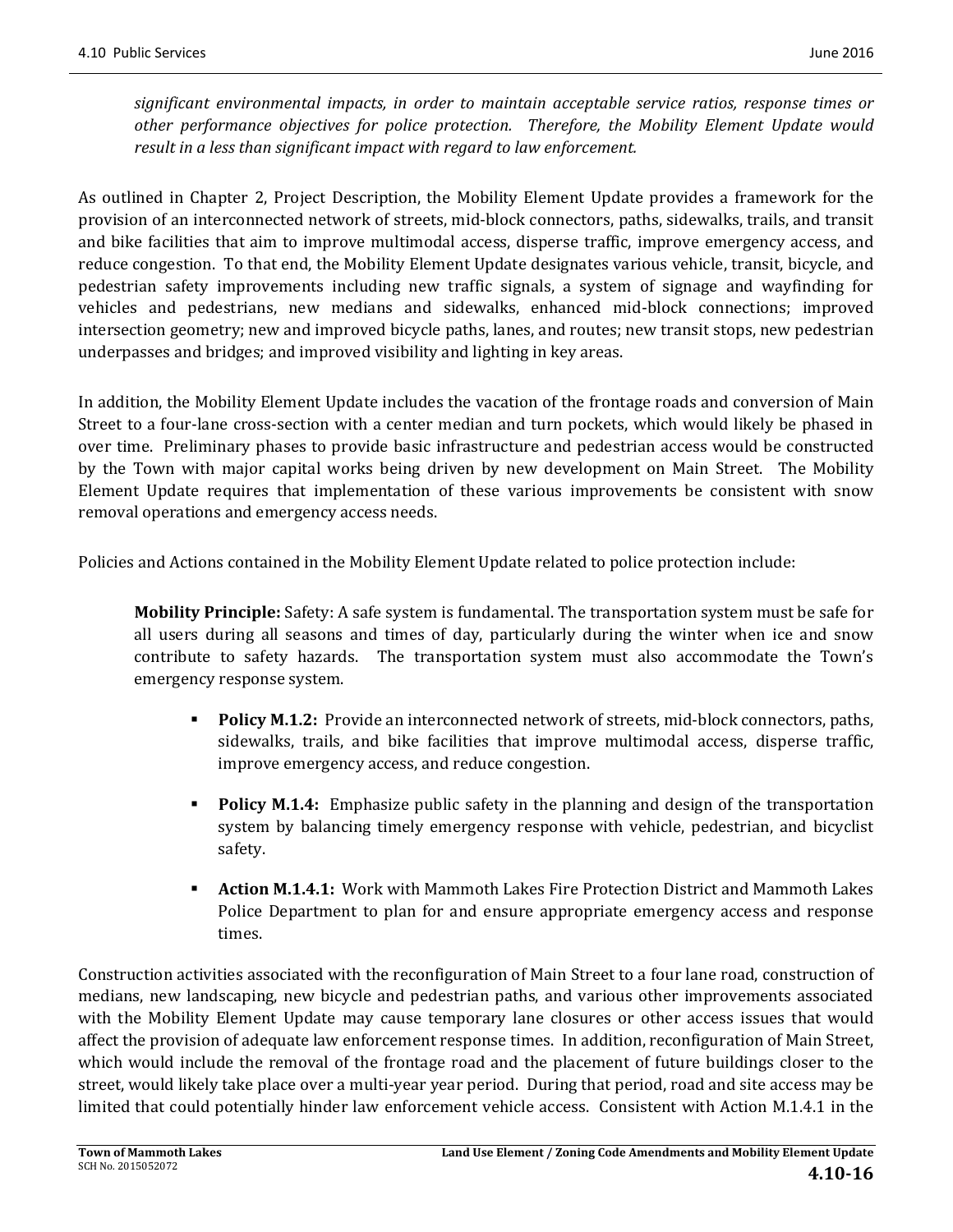*significant environmental impacts, in order to maintain acceptable service ratios, response times or other performance objectives for police protection. Therefore, the Mobility Element Update would result in a less than significant impact with regard to law enforcement.*

As outlined in Chapter 2, Project Description, the Mobility Element Update provides a framework for the provision of an interconnected network of streets, mid-block connectors, paths, sidewalks, trails, and transit and bike facilities that aim to improve multimodal access, disperse traffic, improve emergency access, and reduce congestion. To that end, the Mobility Element Update designates various vehicle, transit, bicycle, and pedestrian safety improvements including new traffic signals, a system of signage and wayfinding for vehicles and pedestrians, new medians and sidewalks, enhanced mid-block connections; improved intersection geometry; new and improved bicycle paths, lanes, and routes; new transit stops, new pedestrian underpasses and bridges; and improved visibility and lighting in key areas.

In addition, the Mobility Element Update includes the vacation of the frontage roads and conversion of Main Street to a four-lane cross-section with a center median and turn pockets, which would likely be phased in over time. Preliminary phases to provide basic infrastructure and pedestrian access would be constructed by the Town with major capital works being driven by new development on Main Street. The Mobility Element Update requires that implementation of these various improvements be consistent with snow removal operations and emergency access needs.

Policies and Actions contained in the Mobility Element Update related to police protection include:

> **Mobility Principle:** Safety: A safe system is fundamental. The transportation system must be safe for all users during all seasons and times of day, particularly during the winter when ice and snow contribute to safety hazards. The transportation system must also accommodate the Town's emergency response system.
>
> - **Policy M.1.2:** Provide an interconnected network of streets, mid-block connectors, paths, sidewalks, trails, and bike facilities that improve multimodal access, disperse traffic, improve emergency access, and reduce congestion.
> - **Policy M.1.4:** Emphasize public safety in the planning and design of the transportation system by balancing timely emergency response with vehicle, pedestrian, and bicyclist safety.
> - **Action M.1.4.1:** Work with Mammoth Lakes Fire Protection District and Mammoth Lakes Police Department to plan for and ensure appropriate emergency access and response times.

Construction activities associated with the reconfiguration of Main Street to a four lane road, construction of medians, new landscaping, new bicycle and pedestrian paths, and various other improvements associated with the Mobility Element Update may cause temporary lane closures or other access issues that would affect the provision of adequate law enforcement response times. In addition, reconfiguration of Main Street, which would include the removal of the frontage road and the placement of future buildings closer to the street, would likely take place over a multi-year year period. During that period, road and site access may be limited that could potentially hinder law enforcement vehicle access. Consistent with Action M.1.4.1 in the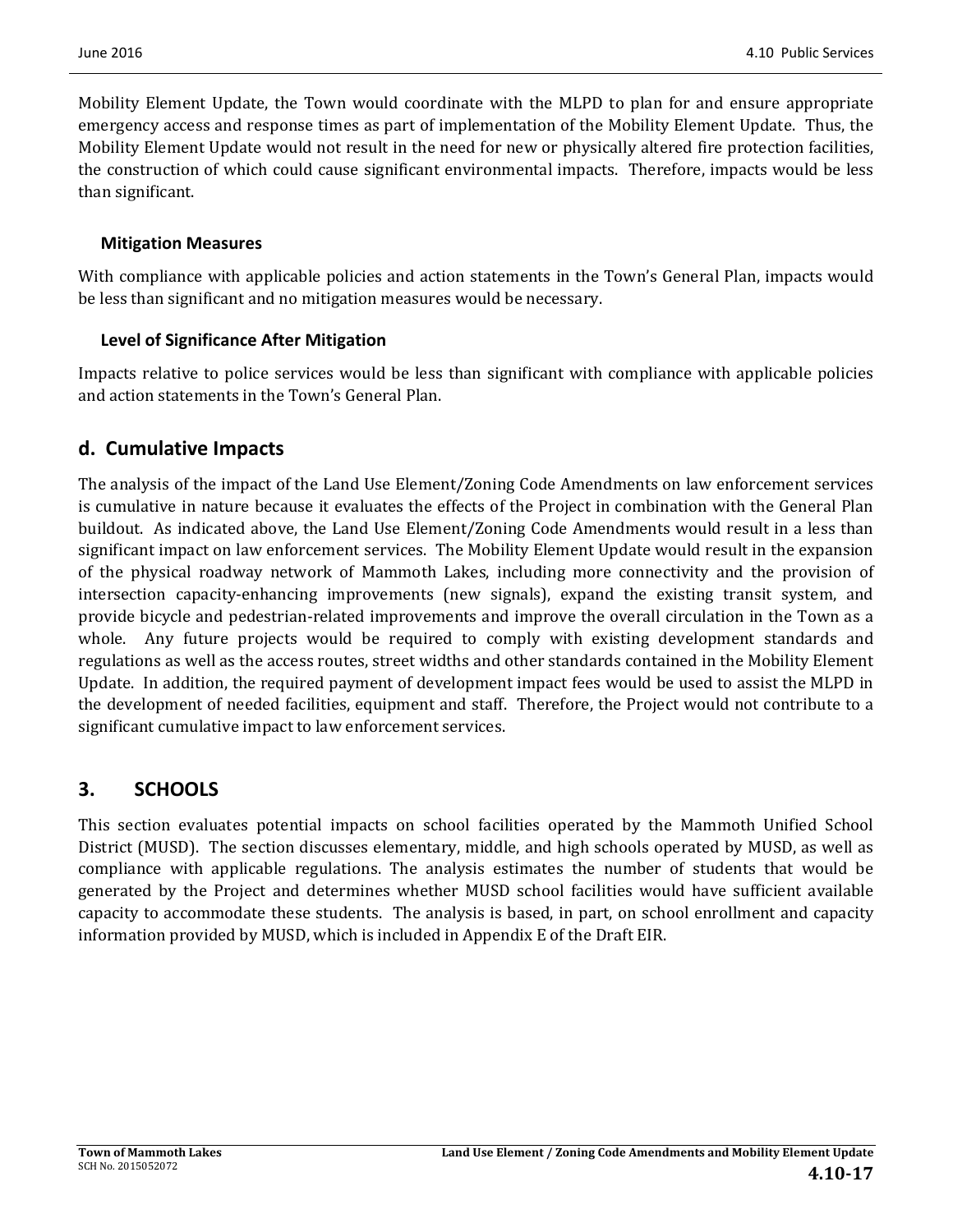Mobility Element Update, the Town would coordinate with the MLPD to plan for and ensure appropriate emergency access and response times as part of implementation of the Mobility Element Update. Thus, the Mobility Element Update would not result in the need for new or physically altered fire protection facilities, the construction of which could cause significant environmental impacts. Therefore, impacts would be less than significant.

#### Mitigation Measures

With compliance with applicable policies and action statements in the Town's General Plan, impacts would be less than significant and no mitigation measures would be necessary.

#### Level of Significance After Mitigation

Impacts relative to police services would be less than significant with compliance with applicable policies and action statements in the Town's General Plan.

### d. Cumulative Impacts

The analysis of the impact of the Land Use Element/Zoning Code Amendments on law enforcement services is cumulative in nature because it evaluates the effects of the Project in combination with the General Plan buildout. As indicated above, the Land Use Element/Zoning Code Amendments would result in a less than significant impact on law enforcement services. The Mobility Element Update would result in the expansion of the physical roadway network of Mammoth Lakes, including more connectivity and the provision of intersection capacity-enhancing improvements (new signals), expand the existing transit system, and provide bicycle and pedestrian-related improvements and improve the overall circulation in the Town as a whole. Any future projects would be required to comply with existing development standards and regulations as well as the access routes, street widths and other standards contained in the Mobility Element Update. In addition, the required payment of development impact fees would be used to assist the MLPD in the development of needed facilities, equipment and staff. Therefore, the Project would not contribute to a significant cumulative impact to law enforcement services.

## 3. SCHOOLS

This section evaluates potential impacts on school facilities operated by the Mammoth Unified School District (MUSD). The section discusses elementary, middle, and high schools operated by MUSD, as well as compliance with applicable regulations. The analysis estimates the number of students that would be generated by the Project and determines whether MUSD school facilities would have sufficient available capacity to accommodate these students. The analysis is based, in part, on school enrollment and capacity information provided by MUSD, which is included in Appendix E of the Draft EIR.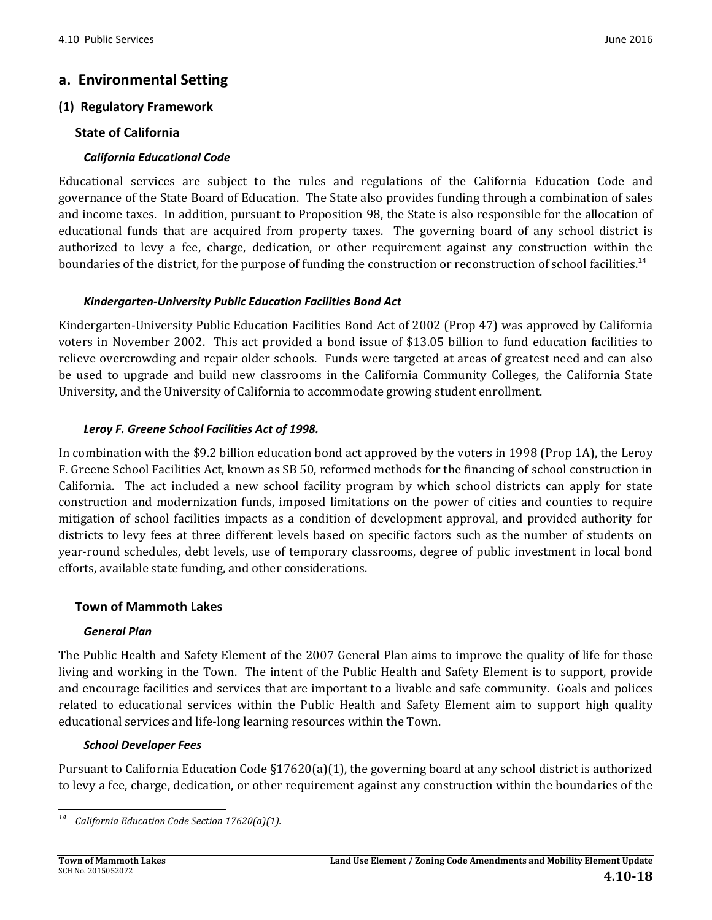## a. Environmental Setting

### (1) Regulatory Framework

#### State of California

##### *California Educational Code*

Educational services are subject to the rules and regulations of the California Education Code and governance of the State Board of Education. The State also provides funding through a combination of sales and income taxes. In addition, pursuant to Proposition 98, the State is also responsible for the allocation of educational funds that are acquired from property taxes. The governing board of any school district is authorized to levy a fee, charge, dedication, or other requirement against any construction within the boundaries of the district, for the purpose of funding the construction or reconstruction of school facilities.[14]

##### *Kindergarten-University Public Education Facilities Bond Act*

Kindergarten-University Public Education Facilities Bond Act of 2002 (Prop 47) was approved by California voters in November 2002. This act provided a bond issue of $13.05 billion to fund education facilities to relieve overcrowding and repair older schools. Funds were targeted at areas of greatest need and can also be used to upgrade and build new classrooms in the California Community Colleges, the California State University, and the University of California to accommodate growing student enrollment.

##### *Leroy F. Greene School Facilities Act of 1998.*

In combination with the $9.2 billion education bond act approved by the voters in 1998 (Prop 1A), the Leroy F. Greene School Facilities Act, known as SB 50, reformed methods for the financing of school construction in California. The act included a new school facility program by which school districts can apply for state construction and modernization funds, imposed limitations on the power of cities and counties to require mitigation of school facilities impacts as a condition of development approval, and provided authority for districts to levy fees at three different levels based on specific factors such as the number of students on year-round schedules, debt levels, use of temporary classrooms, degree of public investment in local bond efforts, available state funding, and other considerations.

#### Town of Mammoth Lakes

##### *General Plan*

The Public Health and Safety Element of the 2007 General Plan aims to improve the quality of life for those living and working in the Town. The intent of the Public Health and Safety Element is to support, provide and encourage facilities and services that are important to a livable and safe community. Goals and polices related to educational services within the Public Health and Safety Element aim to support high quality educational services and life-long learning resources within the Town.

##### *School Developer Fees*

Pursuant to California Education Code §17620(a)(1), the governing board at any school district is authorized to levy a fee, charge, dedication, or other requirement against any construction within the boundaries of the

---

[14] *California Education Code Section 17620(a)(1).*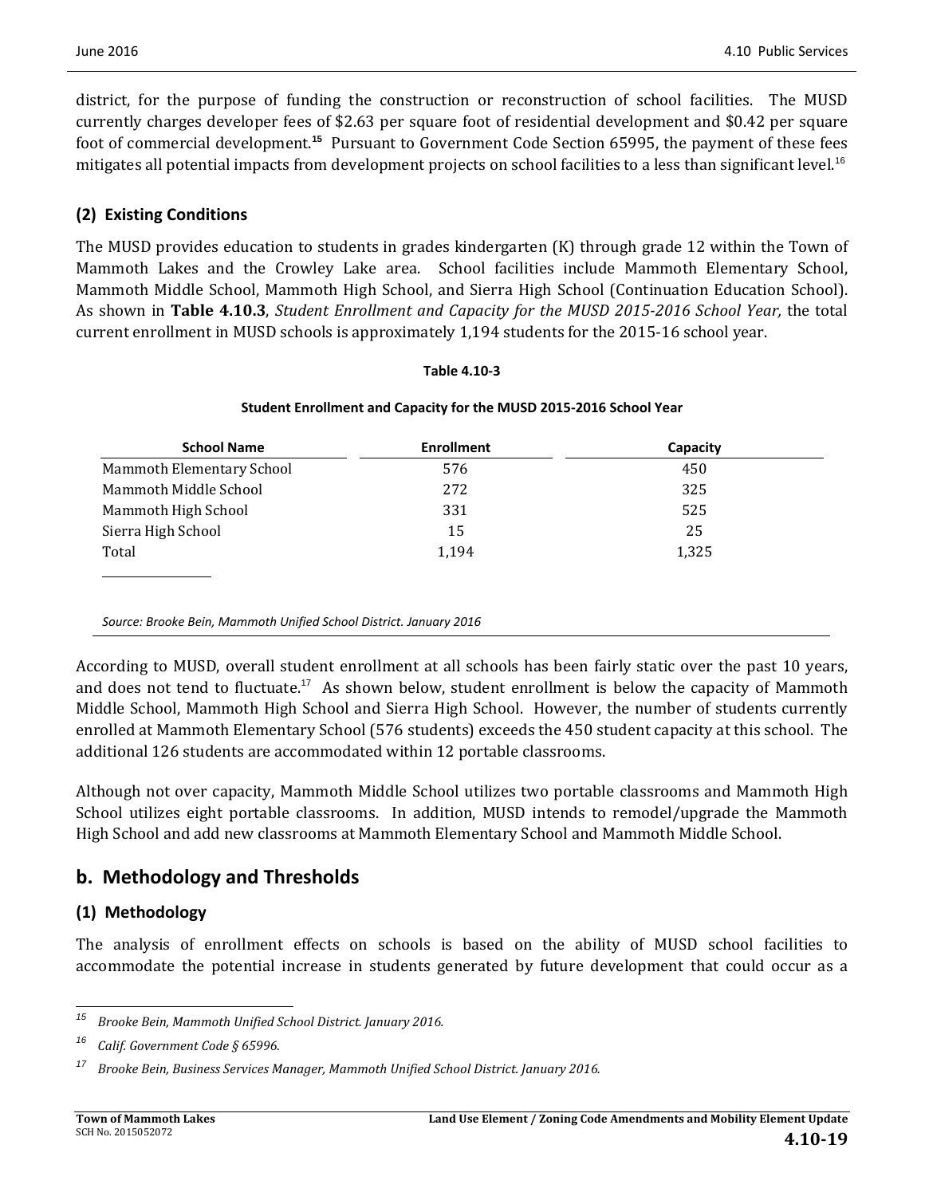district, for the purpose of funding the construction or reconstruction of school facilities. The MUSD currently charges developer fees of $2.63 per square foot of residential development and $0.42 per square foot of commercial development.[15] Pursuant to Government Code Section 65995, the payment of these fees mitigates all potential impacts from development projects on school facilities to a less than significant level.[16]

### (2) Existing Conditions

The MUSD provides education to students in grades kindergarten (K) through grade 12 within the Town of Mammoth Lakes and the Crowley Lake area. School facilities include Mammoth Elementary School, Mammoth Middle School, Mammoth High School, and Sierra High School (Continuation Education School). As shown in **Table 4.10.3**, *Student Enrollment and Capacity for the MUSD 2015-2016 School Year,* the total current enrollment in MUSD schools is approximately 1,194 students for the 2015-16 school year.

**Table 4.10-3**

**Student Enrollment and Capacity for the MUSD 2015-2016 School Year**

| School Name | Enrollment | Capacity |
|---|---|---|
| Mammoth Elementary School | 576 | 450 |
| Mammoth Middle School | 272 | 325 |
| Mammoth High School | 331 | 525 |
| Sierra High School | 15 | 25 |
| Total | 1,194 | 1,325 |

*Source: Brooke Bein, Mammoth Unified School District. January 2016*

According to MUSD, overall student enrollment at all schools has been fairly static over the past 10 years, and does not tend to fluctuate.[17] As shown below, student enrollment is below the capacity of Mammoth Middle School, Mammoth High School and Sierra High School. However, the number of students currently enrolled at Mammoth Elementary School (576 students) exceeds the 450 student capacity at this school. The additional 126 students are accommodated within 12 portable classrooms.

Although not over capacity, Mammoth Middle School utilizes two portable classrooms and Mammoth High School utilizes eight portable classrooms. In addition, MUSD intends to remodel/upgrade the Mammoth High School and add new classrooms at Mammoth Elementary School and Mammoth Middle School.

## b. Methodology and Thresholds

### (1) Methodology

The analysis of enrollment effects on schools is based on the ability of MUSD school facilities to accommodate the potential increase in students generated by future development that could occur as a

---

[15] *Brooke Bein, Mammoth Unified School District. January 2016.*

[16] *Calif. Government Code § 65996.*

[17] *Brooke Bein, Business Services Manager, Mammoth Unified School District. January 2016.*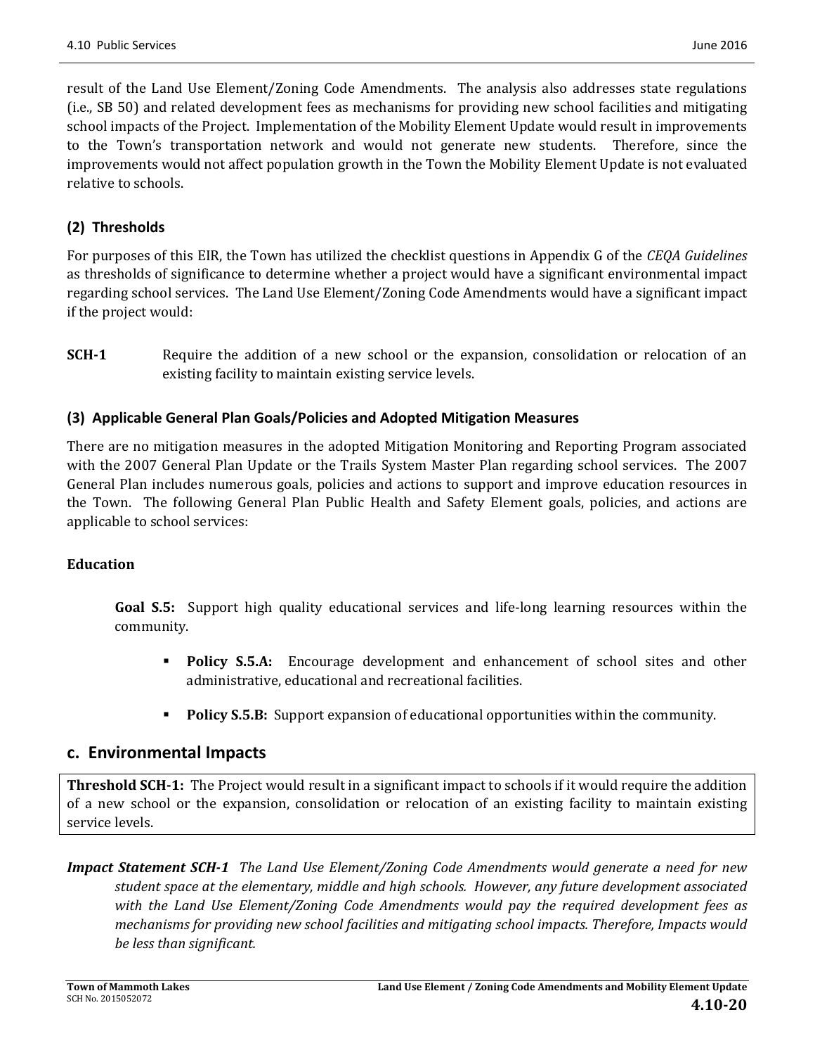result of the Land Use Element/Zoning Code Amendments. The analysis also addresses state regulations (i.e., SB 50) and related development fees as mechanisms for providing new school facilities and mitigating school impacts of the Project. Implementation of the Mobility Element Update would result in improvements to the Town's transportation network and would not generate new students. Therefore, since the improvements would not affect population growth in the Town the Mobility Element Update is not evaluated relative to schools.

### (2) Thresholds

For purposes of this EIR, the Town has utilized the checklist questions in Appendix G of the *CEQA Guidelines* as thresholds of significance to determine whether a project would have a significant environmental impact regarding school services. The Land Use Element/Zoning Code Amendments would have a significant impact if the project would:

**SCH-1** Require the addition of a new school or the expansion, consolidation or relocation of an existing facility to maintain existing service levels.

### (3) Applicable General Plan Goals/Policies and Adopted Mitigation Measures

There are no mitigation measures in the adopted Mitigation Monitoring and Reporting Program associated with the 2007 General Plan Update or the Trails System Master Plan regarding school services. The 2007 General Plan includes numerous goals, policies and actions to support and improve education resources in the Town. The following General Plan Public Health and Safety Element goals, policies, and actions are applicable to school services:

**Education**

**Goal S.5:** Support high quality educational services and life-long learning resources within the community.

- **Policy S.5.A:** Encourage development and enhancement of school sites and other administrative, educational and recreational facilities.
- **Policy S.5.B:** Support expansion of educational opportunities within the community.

## c. Environmental Impacts

**Threshold SCH-1:** The Project would result in a significant impact to schools if it would require the addition of a new school or the expansion, consolidation or relocation of an existing facility to maintain existing service levels.

***Impact Statement SCH-1*** *The Land Use Element/Zoning Code Amendments would generate a need for new student space at the elementary, middle and high schools. However, any future development associated with the Land Use Element/Zoning Code Amendments would pay the required development fees as mechanisms for providing new school facilities and mitigating school impacts. Therefore, Impacts would be less than significant.*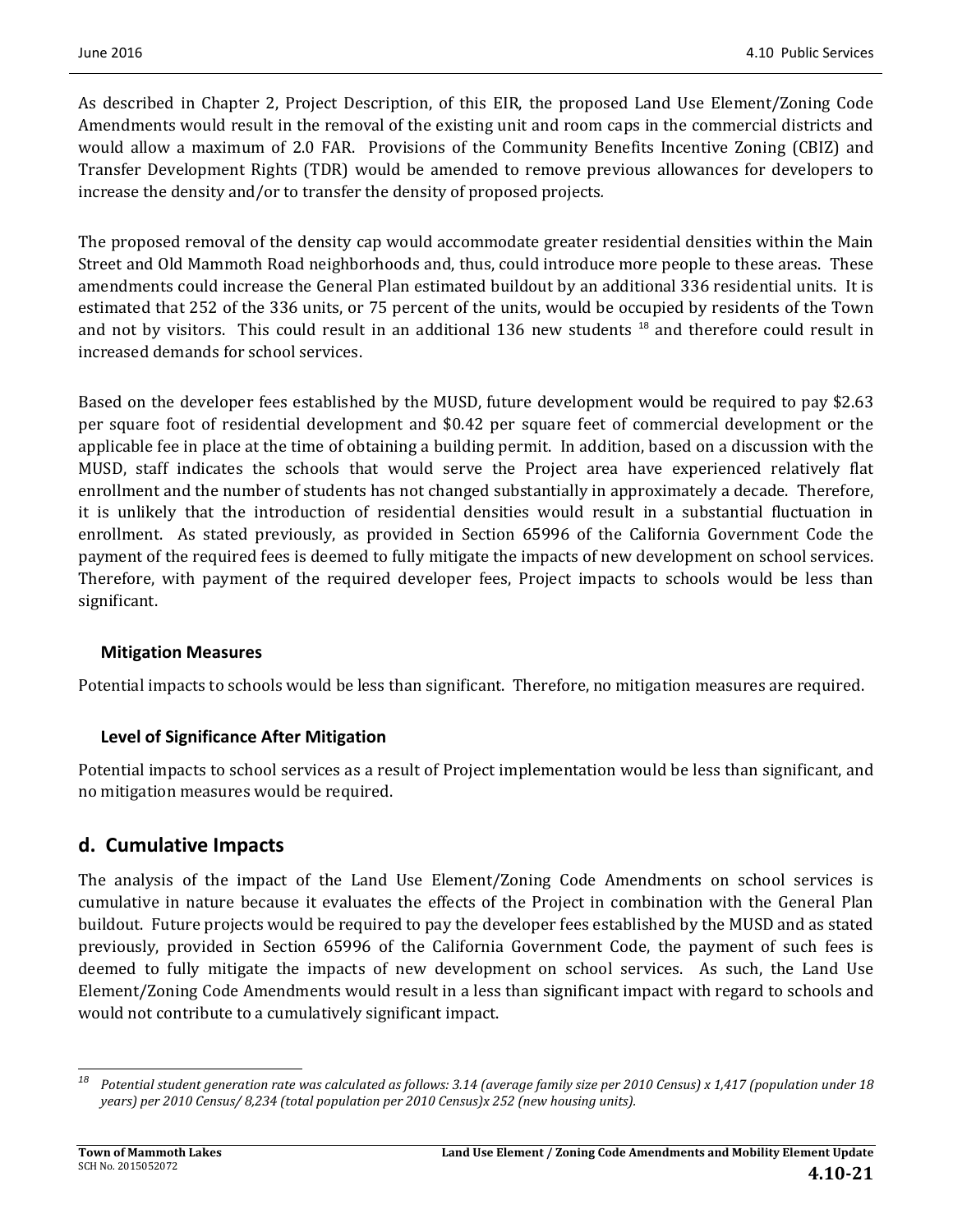As described in Chapter 2, Project Description, of this EIR, the proposed Land Use Element/Zoning Code Amendments would result in the removal of the existing unit and room caps in the commercial districts and would allow a maximum of 2.0 FAR. Provisions of the Community Benefits Incentive Zoning (CBIZ) and Transfer Development Rights (TDR) would be amended to remove previous allowances for developers to increase the density and/or to transfer the density of proposed projects.

The proposed removal of the density cap would accommodate greater residential densities within the Main Street and Old Mammoth Road neighborhoods and, thus, could introduce more people to these areas. These amendments could increase the General Plan estimated buildout by an additional 336 residential units. It is estimated that 252 of the 336 units, or 75 percent of the units, would be occupied by residents of the Town and not by visitors. This could result in an additional 136 new students [18] and therefore could result in increased demands for school services.

Based on the developer fees established by the MUSD, future development would be required to pay $2.63 per square foot of residential development and $0.42 per square feet of commercial development or the applicable fee in place at the time of obtaining a building permit. In addition, based on a discussion with the MUSD, staff indicates the schools that would serve the Project area have experienced relatively flat enrollment and the number of students has not changed substantially in approximately a decade. Therefore, it is unlikely that the introduction of residential densities would result in a substantial fluctuation in enrollment. As stated previously, as provided in Section 65996 of the California Government Code the payment of the required fees is deemed to fully mitigate the impacts of new development on school services. Therefore, with payment of the required developer fees, Project impacts to schools would be less than significant.

#### Mitigation Measures

Potential impacts to schools would be less than significant. Therefore, no mitigation measures are required.

#### Level of Significance After Mitigation

Potential impacts to school services as a result of Project implementation would be less than significant, and no mitigation measures would be required.

## d. Cumulative Impacts

The analysis of the impact of the Land Use Element/Zoning Code Amendments on school services is cumulative in nature because it evaluates the effects of the Project in combination with the General Plan buildout. Future projects would be required to pay the developer fees established by the MUSD and as stated previously, provided in Section 65996 of the California Government Code, the payment of such fees is deemed to fully mitigate the impacts of new development on school services. As such, the Land Use Element/Zoning Code Amendments would result in a less than significant impact with regard to schools and would not contribute to a cumulatively significant impact.

---

[18] *Potential student generation rate was calculated as follows: 3.14 (average family size per 2010 Census) x 1,417 (population under 18 years) per 2010 Census/ 8,234 (total population per 2010 Census)x 252 (new housing units).*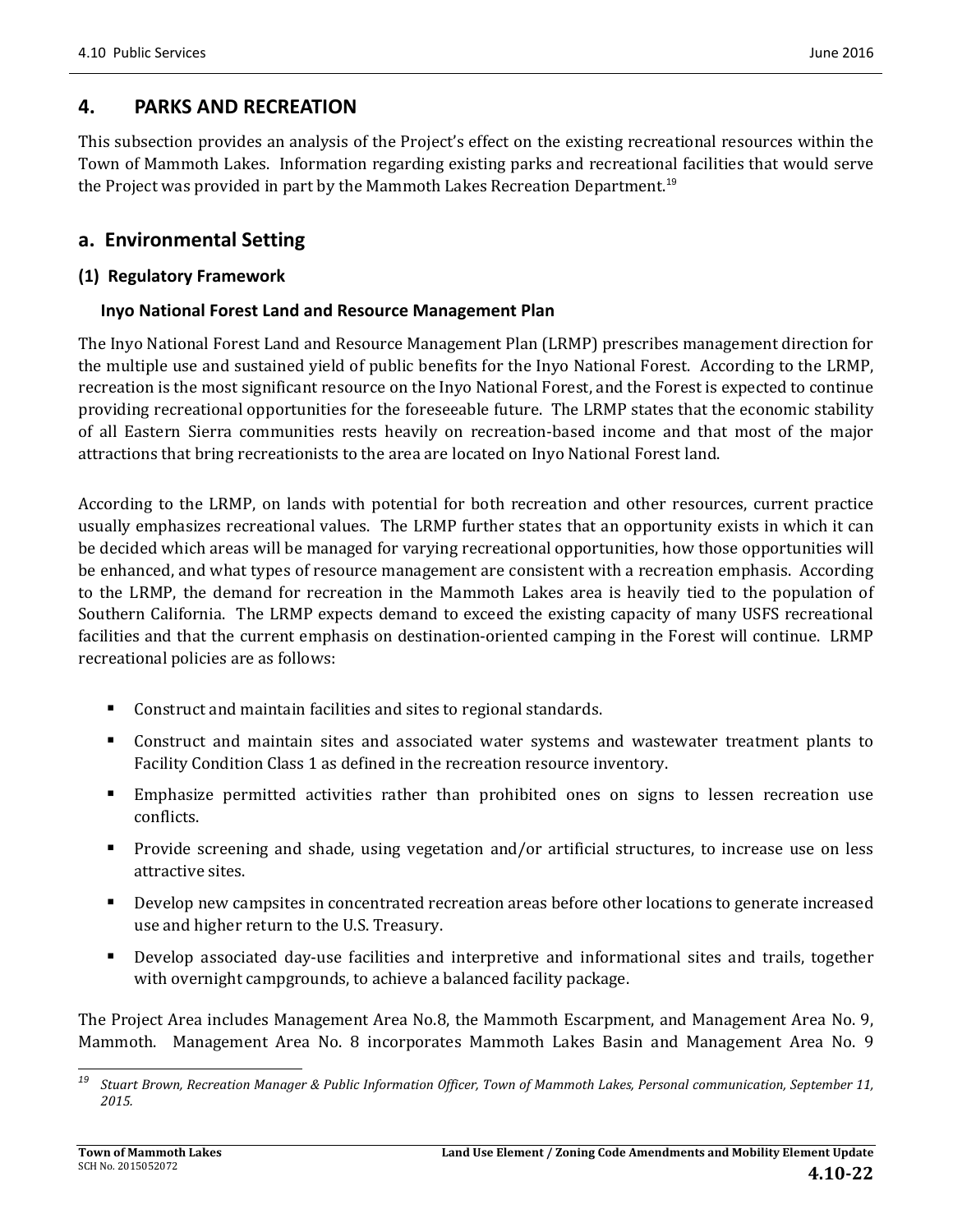## 4. PARKS AND RECREATION

This subsection provides an analysis of the Project's effect on the existing recreational resources within the Town of Mammoth Lakes. Information regarding existing parks and recreational facilities that would serve the Project was provided in part by the Mammoth Lakes Recreation Department.[19]

### a. Environmental Setting

#### (1) Regulatory Framework

##### Inyo National Forest Land and Resource Management Plan

The Inyo National Forest Land and Resource Management Plan (LRMP) prescribes management direction for the multiple use and sustained yield of public benefits for the Inyo National Forest. According to the LRMP, recreation is the most significant resource on the Inyo National Forest, and the Forest is expected to continue providing recreational opportunities for the foreseeable future. The LRMP states that the economic stability of all Eastern Sierra communities rests heavily on recreation-based income and that most of the major attractions that bring recreationists to the area are located on Inyo National Forest land.

According to the LRMP, on lands with potential for both recreation and other resources, current practice usually emphasizes recreational values. The LRMP further states that an opportunity exists in which it can be decided which areas will be managed for varying recreational opportunities, how those opportunities will be enhanced, and what types of resource management are consistent with a recreation emphasis. According to the LRMP, the demand for recreation in the Mammoth Lakes area is heavily tied to the population of Southern California. The LRMP expects demand to exceed the existing capacity of many USFS recreational facilities and that the current emphasis on destination-oriented camping in the Forest will continue. LRMP recreational policies are as follows:

- Construct and maintain facilities and sites to regional standards.
- Construct and maintain sites and associated water systems and wastewater treatment plants to Facility Condition Class 1 as defined in the recreation resource inventory.
- Emphasize permitted activities rather than prohibited ones on signs to lessen recreation use conflicts.
- Provide screening and shade, using vegetation and/or artificial structures, to increase use on less attractive sites.
- Develop new campsites in concentrated recreation areas before other locations to generate increased use and higher return to the U.S. Treasury.
- Develop associated day-use facilities and interpretive and informational sites and trails, together with overnight campgrounds, to achieve a balanced facility package.

The Project Area includes Management Area No.8, the Mammoth Escarpment, and Management Area No. 9, Mammoth. Management Area No. 8 incorporates Mammoth Lakes Basin and Management Area No. 9

[19] *Stuart Brown, Recreation Manager & Public Information Officer, Town of Mammoth Lakes, Personal communication, September 11, 2015.*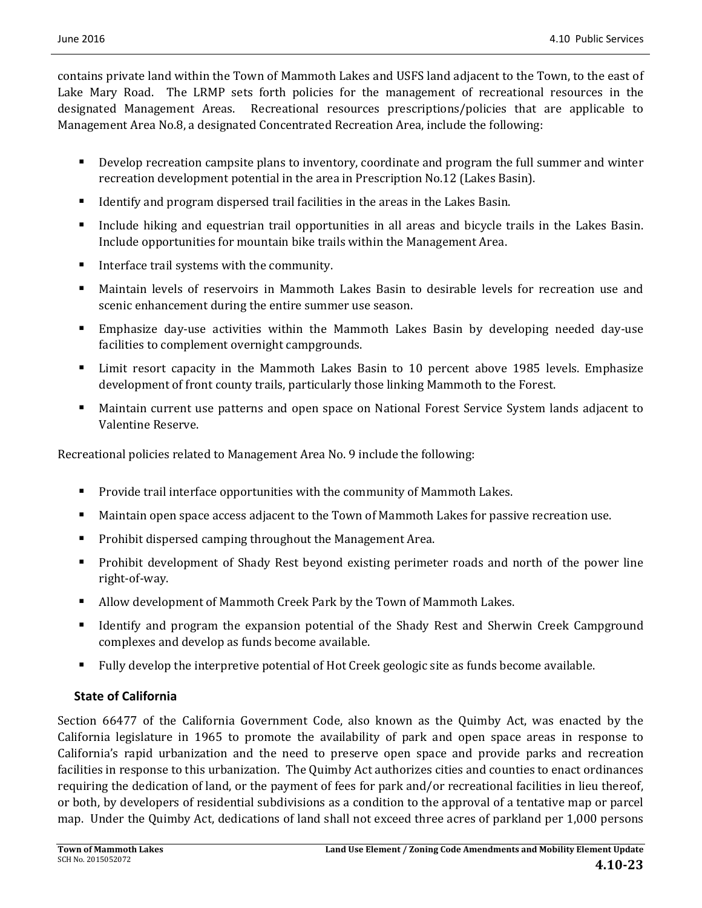contains private land within the Town of Mammoth Lakes and USFS land adjacent to the Town, to the east of Lake Mary Road. The LRMP sets forth policies for the management of recreational resources in the designated Management Areas. Recreational resources prescriptions/policies that are applicable to Management Area No.8, a designated Concentrated Recreation Area, include the following:

- Develop recreation campsite plans to inventory, coordinate and program the full summer and winter recreation development potential in the area in Prescription No.12 (Lakes Basin).
- Identify and program dispersed trail facilities in the areas in the Lakes Basin.
- Include hiking and equestrian trail opportunities in all areas and bicycle trails in the Lakes Basin. Include opportunities for mountain bike trails within the Management Area.
- Interface trail systems with the community.
- Maintain levels of reservoirs in Mammoth Lakes Basin to desirable levels for recreation use and scenic enhancement during the entire summer use season.
- Emphasize day-use activities within the Mammoth Lakes Basin by developing needed day-use facilities to complement overnight campgrounds.
- Limit resort capacity in the Mammoth Lakes Basin to 10 percent above 1985 levels. Emphasize development of front county trails, particularly those linking Mammoth to the Forest.
- Maintain current use patterns and open space on National Forest Service System lands adjacent to Valentine Reserve.

Recreational policies related to Management Area No. 9 include the following:

- Provide trail interface opportunities with the community of Mammoth Lakes.
- Maintain open space access adjacent to the Town of Mammoth Lakes for passive recreation use.
- Prohibit dispersed camping throughout the Management Area.
- Prohibit development of Shady Rest beyond existing perimeter roads and north of the power line right-of-way.
- Allow development of Mammoth Creek Park by the Town of Mammoth Lakes.
- Identify and program the expansion potential of the Shady Rest and Sherwin Creek Campground complexes and develop as funds become available.
- Fully develop the interpretive potential of Hot Creek geologic site as funds become available.

### State of California

Section 66477 of the California Government Code, also known as the Quimby Act, was enacted by the California legislature in 1965 to promote the availability of park and open space areas in response to California's rapid urbanization and the need to preserve open space and provide parks and recreation facilities in response to this urbanization. The Quimby Act authorizes cities and counties to enact ordinances requiring the dedication of land, or the payment of fees for park and/or recreational facilities in lieu thereof, or both, by developers of residential subdivisions as a condition to the approval of a tentative map or parcel map. Under the Quimby Act, dedications of land shall not exceed three acres of parkland per 1,000 persons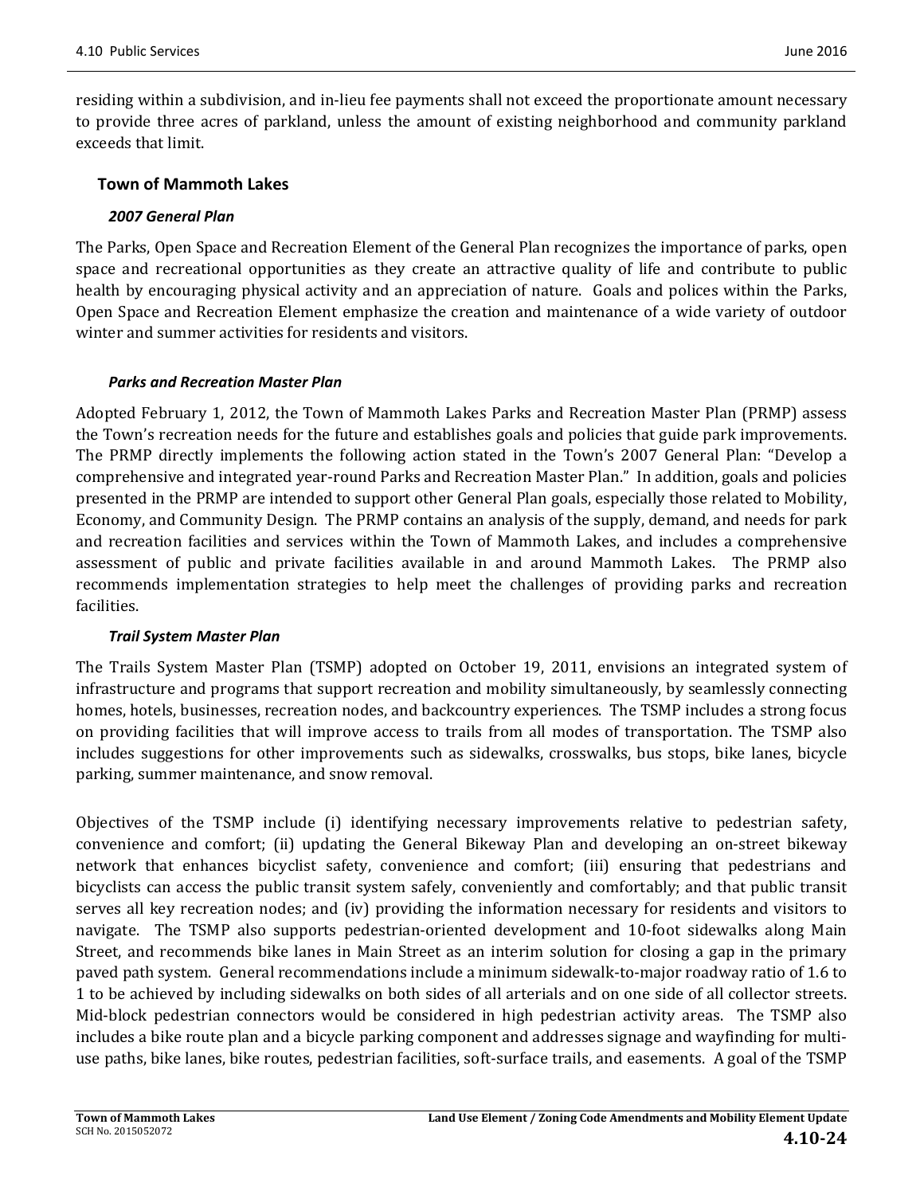residing within a subdivision, and in-lieu fee payments shall not exceed the proportionate amount necessary to provide three acres of parkland, unless the amount of existing neighborhood and community parkland exceeds that limit.

### Town of Mammoth Lakes

#### *2007 General Plan*

The Parks, Open Space and Recreation Element of the General Plan recognizes the importance of parks, open space and recreational opportunities as they create an attractive quality of life and contribute to public health by encouraging physical activity and an appreciation of nature. Goals and polices within the Parks, Open Space and Recreation Element emphasize the creation and maintenance of a wide variety of outdoor winter and summer activities for residents and visitors.

#### *Parks and Recreation Master Plan*

Adopted February 1, 2012, the Town of Mammoth Lakes Parks and Recreation Master Plan (PRMP) assess the Town's recreation needs for the future and establishes goals and policies that guide park improvements. The PRMP directly implements the following action stated in the Town's 2007 General Plan: "Develop a comprehensive and integrated year-round Parks and Recreation Master Plan." In addition, goals and policies presented in the PRMP are intended to support other General Plan goals, especially those related to Mobility, Economy, and Community Design. The PRMP contains an analysis of the supply, demand, and needs for park and recreation facilities and services within the Town of Mammoth Lakes, and includes a comprehensive assessment of public and private facilities available in and around Mammoth Lakes. The PRMP also recommends implementation strategies to help meet the challenges of providing parks and recreation facilities.

#### *Trail System Master Plan*

The Trails System Master Plan (TSMP) adopted on October 19, 2011, envisions an integrated system of infrastructure and programs that support recreation and mobility simultaneously, by seamlessly connecting homes, hotels, businesses, recreation nodes, and backcountry experiences. The TSMP includes a strong focus on providing facilities that will improve access to trails from all modes of transportation. The TSMP also includes suggestions for other improvements such as sidewalks, crosswalks, bus stops, bike lanes, bicycle parking, summer maintenance, and snow removal.

Objectives of the TSMP include (i) identifying necessary improvements relative to pedestrian safety, convenience and comfort; (ii) updating the General Bikeway Plan and developing an on-street bikeway network that enhances bicyclist safety, convenience and comfort; (iii) ensuring that pedestrians and bicyclists can access the public transit system safely, conveniently and comfortably; and that public transit serves all key recreation nodes; and (iv) providing the information necessary for residents and visitors to navigate. The TSMP also supports pedestrian-oriented development and 10-foot sidewalks along Main Street, and recommends bike lanes in Main Street as an interim solution for closing a gap in the primary paved path system. General recommendations include a minimum sidewalk-to-major roadway ratio of 1.6 to 1 to be achieved by including sidewalks on both sides of all arterials and on one side of all collector streets. Mid-block pedestrian connectors would be considered in high pedestrian activity areas. The TSMP also includes a bike route plan and a bicycle parking component and addresses signage and wayfinding for multi-use paths, bike lanes, bike routes, pedestrian facilities, soft-surface trails, and easements. A goal of the TSMP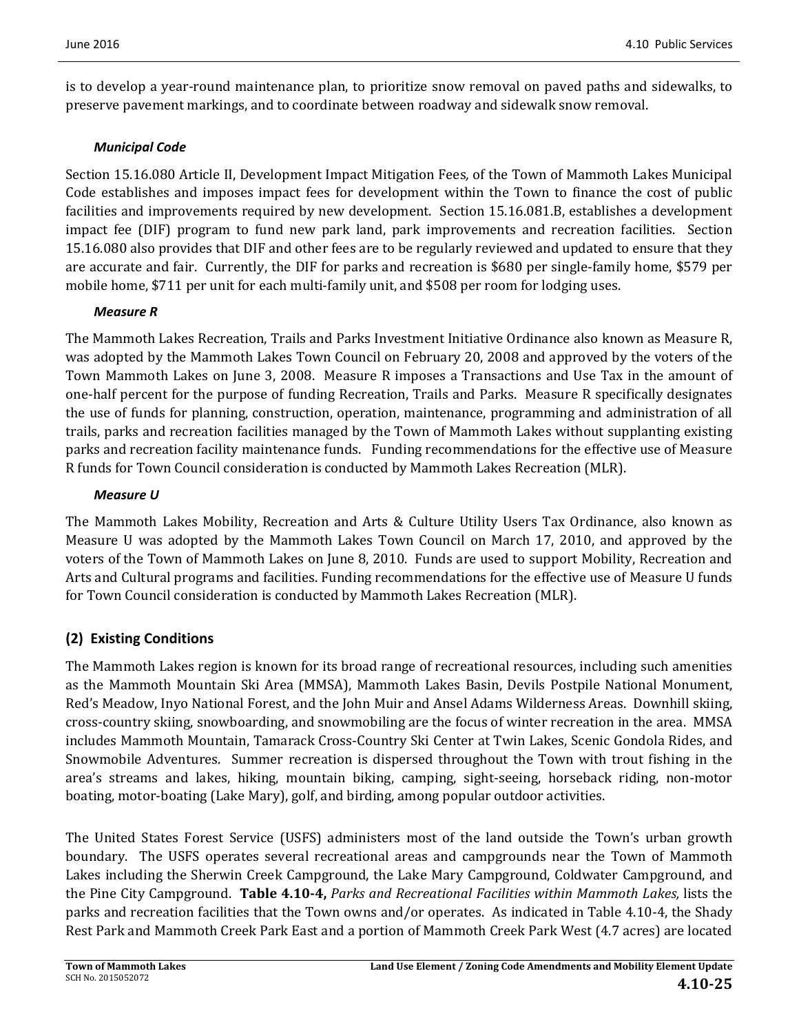is to develop a year-round maintenance plan, to prioritize snow removal on paved paths and sidewalks, to preserve pavement markings, and to coordinate between roadway and sidewalk snow removal.

#### *Municipal Code*

Section 15.16.080 Article II, Development Impact Mitigation Fees*,* of the Town of Mammoth Lakes Municipal Code establishes and imposes impact fees for development within the Town to finance the cost of public facilities and improvements required by new development. Section 15.16.081.B, establishes a development impact fee (DIF) program to fund new park land, park improvements and recreation facilities. Section 15.16.080 also provides that DIF and other fees are to be regularly reviewed and updated to ensure that they are accurate and fair. Currently, the DIF for parks and recreation is $680 per single-family home, $579 per mobile home, $711 per unit for each multi-family unit, and $508 per room for lodging uses.

#### *Measure R*

The Mammoth Lakes Recreation, Trails and Parks Investment Initiative Ordinance also known as Measure R, was adopted by the Mammoth Lakes Town Council on February 20, 2008 and approved by the voters of the Town Mammoth Lakes on June 3, 2008. Measure R imposes a Transactions and Use Tax in the amount of one-half percent for the purpose of funding Recreation, Trails and Parks. Measure R specifically designates the use of funds for planning, construction, operation, maintenance, programming and administration of all trails, parks and recreation facilities managed by the Town of Mammoth Lakes without supplanting existing parks and recreation facility maintenance funds. Funding recommendations for the effective use of Measure R funds for Town Council consideration is conducted by Mammoth Lakes Recreation (MLR).

#### *Measure U*

The Mammoth Lakes Mobility, Recreation and Arts & Culture Utility Users Tax Ordinance, also known as Measure U was adopted by the Mammoth Lakes Town Council on March 17, 2010, and approved by the voters of the Town of Mammoth Lakes on June 8, 2010. Funds are used to support Mobility, Recreation and Arts and Cultural programs and facilities. Funding recommendations for the effective use of Measure U funds for Town Council consideration is conducted by Mammoth Lakes Recreation (MLR).

### (2) Existing Conditions

The Mammoth Lakes region is known for its broad range of recreational resources, including such amenities as the Mammoth Mountain Ski Area (MMSA), Mammoth Lakes Basin, Devils Postpile National Monument, Red's Meadow, Inyo National Forest, and the John Muir and Ansel Adams Wilderness Areas. Downhill skiing, cross-country skiing, snowboarding, and snowmobiling are the focus of winter recreation in the area. MMSA includes Mammoth Mountain, Tamarack Cross-Country Ski Center at Twin Lakes, Scenic Gondola Rides, and Snowmobile Adventures. Summer recreation is dispersed throughout the Town with trout fishing in the area's streams and lakes, hiking, mountain biking, camping, sight-seeing, horseback riding, non-motor boating, motor-boating (Lake Mary), golf, and birding, among popular outdoor activities.

The United States Forest Service (USFS) administers most of the land outside the Town's urban growth boundary. The USFS operates several recreational areas and campgrounds near the Town of Mammoth Lakes including the Sherwin Creek Campground, the Lake Mary Campground, Coldwater Campground, and the Pine City Campground. **Table 4.10-4,** *Parks and Recreational Facilities within Mammoth Lakes,* lists the parks and recreation facilities that the Town owns and/or operates. As indicated in Table 4.10-4, the Shady Rest Park and Mammoth Creek Park East and a portion of Mammoth Creek Park West (4.7 acres) are located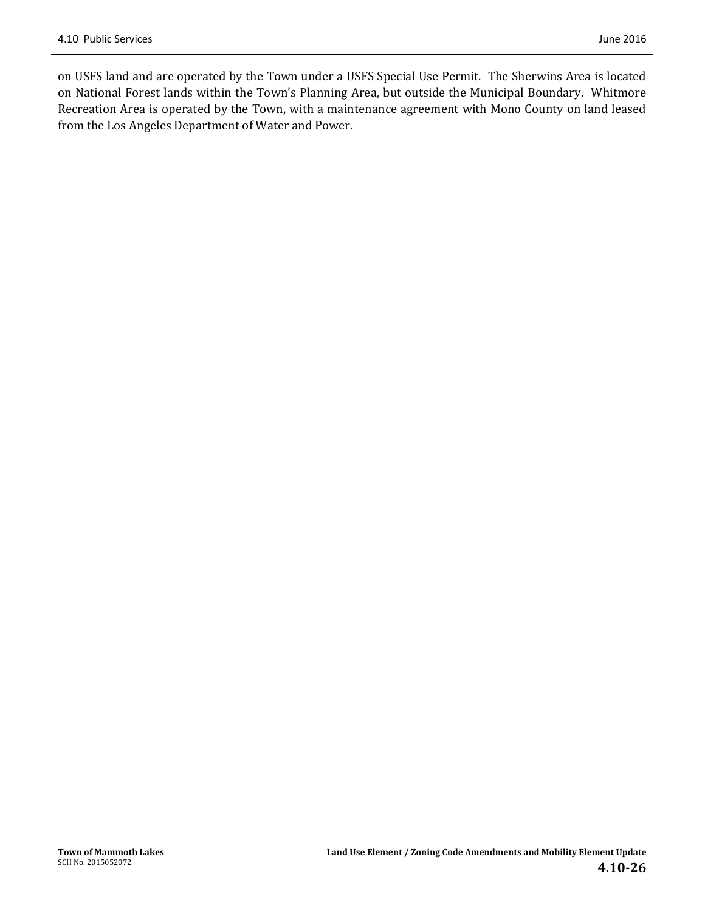on USFS land and are operated by the Town under a USFS Special Use Permit. The Sherwins Area is located on National Forest lands within the Town's Planning Area, but outside the Municipal Boundary. Whitmore Recreation Area is operated by the Town, with a maintenance agreement with Mono County on land leased from the Los Angeles Department of Water and Power.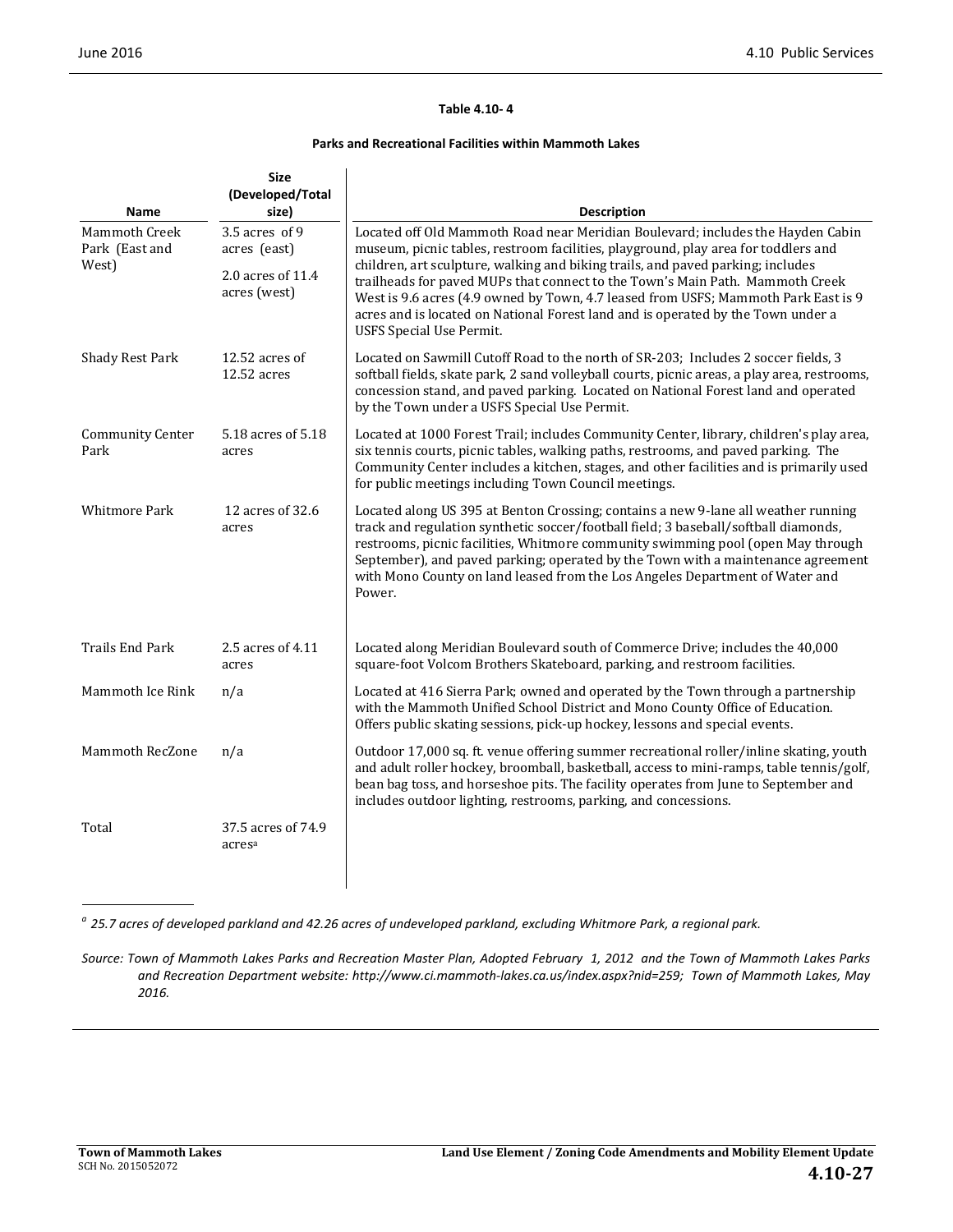**Table 4.10- 4**

**Parks and Recreational Facilities within Mammoth Lakes**

| Name | Size (Developed/Total size) | Description |
|---|---|---|
| Mammoth Creek Park (East and West) | 3.5 acres of 9 acres (east)<br>2.0 acres of 11.4 acres (west) | Located off Old Mammoth Road near Meridian Boulevard; includes the Hayden Cabin museum, picnic tables, restroom facilities, playground, play area for toddlers and children, art sculpture, walking and biking trails, and paved parking; includes trailheads for paved MUPs that connect to the Town's Main Path. Mammoth Creek West is 9.6 acres (4.9 owned by Town, 4.7 leased from USFS; Mammoth Park East is 9 acres and is located on National Forest land and is operated by the Town under a USFS Special Use Permit. |
| Shady Rest Park | 12.52 acres of 12.52 acres | Located on Sawmill Cutoff Road to the north of SR-203; Includes 2 soccer fields, 3 softball fields, skate park, 2 sand volleyball courts, picnic areas, a play area, restrooms, concession stand, and paved parking. Located on National Forest land and operated by the Town under a USFS Special Use Permit. |
| Community Center Park | 5.18 acres of 5.18 acres | Located at 1000 Forest Trail; includes Community Center, library, children's play area, six tennis courts, picnic tables, walking paths, restrooms, and paved parking. The Community Center includes a kitchen, stages, and other facilities and is primarily used for public meetings including Town Council meetings. |
| Whitmore Park | 12 acres of 32.6 acres | Located along US 395 at Benton Crossing; contains a new 9-lane all weather running track and regulation synthetic soccer/football field; 3 baseball/softball diamonds, restrooms, picnic facilities, Whitmore community swimming pool (open May through September), and paved parking; operated by the Town with a maintenance agreement with Mono County on land leased from the Los Angeles Department of Water and Power. |
| Trails End Park | 2.5 acres of 4.11 acres | Located along Meridian Boulevard south of Commerce Drive; includes the 40,000 square-foot Volcom Brothers Skateboard, parking, and restroom facilities. |
| Mammoth Ice Rink | n/a | Located at 416 Sierra Park; owned and operated by the Town through a partnership with the Mammoth Unified School District and Mono County Office of Education. Offers public skating sessions, pick-up hockey, lessons and special events. |
| Mammoth RecZone | n/a | Outdoor 17,000 sq. ft. venue offering summer recreational roller/inline skating, youth and adult roller hockey, broomball, basketball, access to mini-ramps, table tennis/golf, bean bag toss, and horseshoe pits. The facility operates from June to September and includes outdoor lighting, restrooms, parking, and concessions. |
| Total | 37.5 acres of 74.9 acres[a] | |

*[a] 25.7 acres of developed parkland and 42.26 acres of undeveloped parkland, excluding Whitmore Park, a regional park.*

*Source: Town of Mammoth Lakes Parks and Recreation Master Plan, Adopted February 1, 2012 and the Town of Mammoth Lakes Parks and Recreation Department website: http://www.ci.mammoth-lakes.ca.us/index.aspx?nid=259; Town of Mammoth Lakes, May 2016.*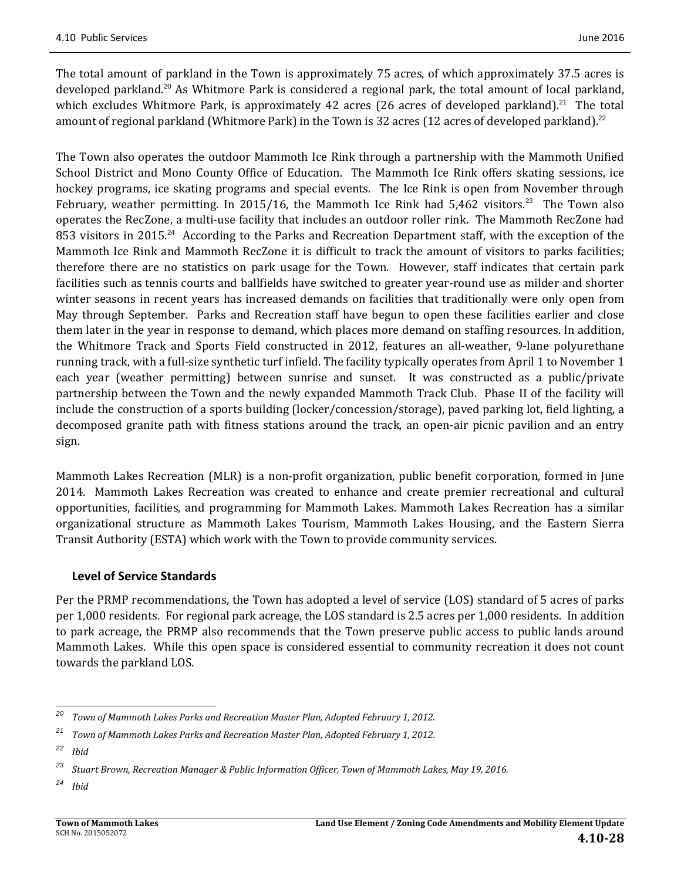The total amount of parkland in the Town is approximately 75 acres, of which approximately 37.5 acres is developed parkland.[20] As Whitmore Park is considered a regional park, the total amount of local parkland, which excludes Whitmore Park, is approximately 42 acres (26 acres of developed parkland).[21] The total amount of regional parkland (Whitmore Park) in the Town is 32 acres (12 acres of developed parkland).[22]

The Town also operates the outdoor Mammoth Ice Rink through a partnership with the Mammoth Unified School District and Mono County Office of Education. The Mammoth Ice Rink offers skating sessions, ice hockey programs, ice skating programs and special events. The Ice Rink is open from November through February, weather permitting. In 2015/16, the Mammoth Ice Rink had 5,462 visitors.[23] The Town also operates the RecZone, a multi-use facility that includes an outdoor roller rink. The Mammoth RecZone had 853 visitors in 2015.[24] According to the Parks and Recreation Department staff, with the exception of the Mammoth Ice Rink and Mammoth RecZone it is difficult to track the amount of visitors to parks facilities; therefore there are no statistics on park usage for the Town. However, staff indicates that certain park facilities such as tennis courts and ballfields have switched to greater year-round use as milder and shorter winter seasons in recent years has increased demands on facilities that traditionally were only open from May through September. Parks and Recreation staff have begun to open these facilities earlier and close them later in the year in response to demand, which places more demand on staffing resources. In addition, the Whitmore Track and Sports Field constructed in 2012, features an all-weather, 9-lane polyurethane running track, with a full-size synthetic turf infield. The facility typically operates from April 1 to November 1 each year (weather permitting) between sunrise and sunset. It was constructed as a public/private partnership between the Town and the newly expanded Mammoth Track Club. Phase II of the facility will include the construction of a sports building (locker/concession/storage), paved parking lot, field lighting, a decomposed granite path with fitness stations around the track, an open-air picnic pavilion and an entry sign.

Mammoth Lakes Recreation (MLR) is a non-profit organization, public benefit corporation, formed in June 2014. Mammoth Lakes Recreation was created to enhance and create premier recreational and cultural opportunities, facilities, and programming for Mammoth Lakes. Mammoth Lakes Recreation has a similar organizational structure as Mammoth Lakes Tourism, Mammoth Lakes Housing, and the Eastern Sierra Transit Authority (ESTA) which work with the Town to provide community services.

### Level of Service Standards

Per the PRMP recommendations, the Town has adopted a level of service (LOS) standard of 5 acres of parks per 1,000 residents. For regional park acreage, the LOS standard is 2.5 acres per 1,000 residents. In addition to park acreage, the PRMP also recommends that the Town preserve public access to public lands around Mammoth Lakes. While this open space is considered essential to community recreation it does not count towards the parkland LOS.

---

[20] *Town of Mammoth Lakes Parks and Recreation Master Plan, Adopted February 1, 2012.*

[21] *Town of Mammoth Lakes Parks and Recreation Master Plan, Adopted February 1, 2012.*

[22] *Ibid*

[23] *Stuart Brown, Recreation Manager & Public Information Officer, Town of Mammoth Lakes, May 19, 2016.*

[24] *Ibid*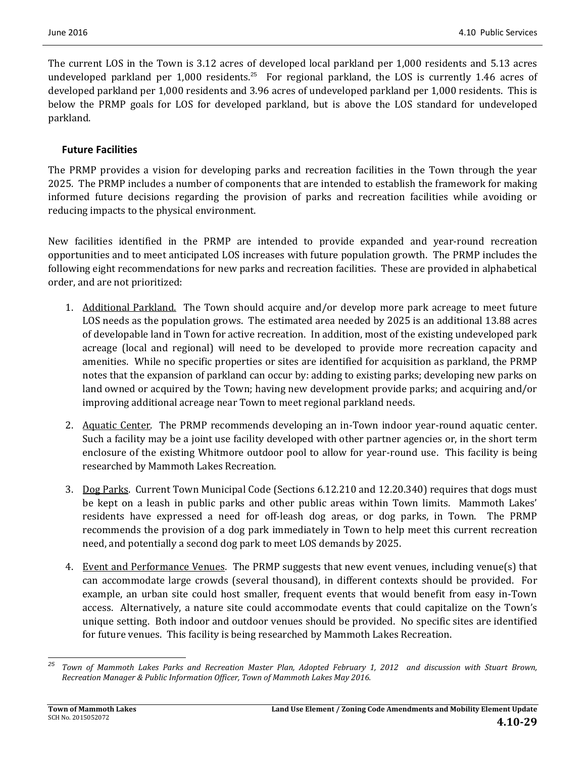The current LOS in the Town is 3.12 acres of developed local parkland per 1,000 residents and 5.13 acres undeveloped parkland per 1,000 residents.[25] For regional parkland, the LOS is currently 1.46 acres of developed parkland per 1,000 residents and 3.96 acres of undeveloped parkland per 1,000 residents. This is below the PRMP goals for LOS for developed parkland, but is above the LOS standard for undeveloped parkland.

### Future Facilities

The PRMP provides a vision for developing parks and recreation facilities in the Town through the year 2025. The PRMP includes a number of components that are intended to establish the framework for making informed future decisions regarding the provision of parks and recreation facilities while avoiding or reducing impacts to the physical environment.

New facilities identified in the PRMP are intended to provide expanded and year-round recreation opportunities and to meet anticipated LOS increases with future population growth. The PRMP includes the following eight recommendations for new parks and recreation facilities. These are provided in alphabetical order, and are not prioritized:

1. Additional Parkland. The Town should acquire and/or develop more park acreage to meet future LOS needs as the population grows. The estimated area needed by 2025 is an additional 13.88 acres of developable land in Town for active recreation. In addition, most of the existing undeveloped park acreage (local and regional) will need to be developed to provide more recreation capacity and amenities. While no specific properties or sites are identified for acquisition as parkland, the PRMP notes that the expansion of parkland can occur by: adding to existing parks; developing new parks on land owned or acquired by the Town; having new development provide parks; and acquiring and/or improving additional acreage near Town to meet regional parkland needs.

2. Aquatic Center. The PRMP recommends developing an in-Town indoor year-round aquatic center. Such a facility may be a joint use facility developed with other partner agencies or, in the short term enclosure of the existing Whitmore outdoor pool to allow for year-round use. This facility is being researched by Mammoth Lakes Recreation.

3. Dog Parks. Current Town Municipal Code (Sections 6.12.210 and 12.20.340) requires that dogs must be kept on a leash in public parks and other public areas within Town limits. Mammoth Lakes' residents have expressed a need for off-leash dog areas, or dog parks, in Town. The PRMP recommends the provision of a dog park immediately in Town to help meet this current recreation need, and potentially a second dog park to meet LOS demands by 2025.

4. Event and Performance Venues. The PRMP suggests that new event venues, including venue(s) that can accommodate large crowds (several thousand), in different contexts should be provided. For example, an urban site could host smaller, frequent events that would benefit from easy in-Town access. Alternatively, a nature site could accommodate events that could capitalize on the Town's unique setting. Both indoor and outdoor venues should be provided. No specific sites are identified for future venues. This facility is being researched by Mammoth Lakes Recreation.

---

[25] *Town of Mammoth Lakes Parks and Recreation Master Plan, Adopted February 1, 2012 and discussion with Stuart Brown, Recreation Manager & Public Information Officer, Town of Mammoth Lakes May 2016.*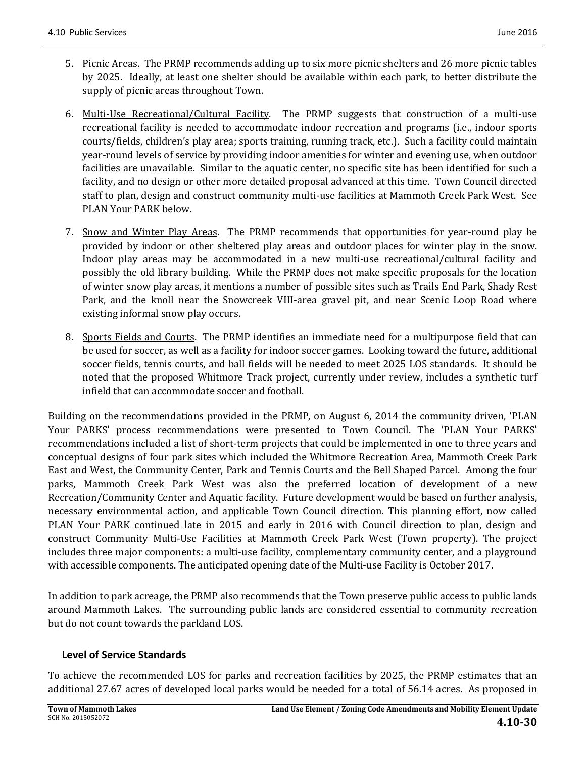5. Picnic Areas. The PRMP recommends adding up to six more picnic shelters and 26 more picnic tables by 2025. Ideally, at least one shelter should be available within each park, to better distribute the supply of picnic areas throughout Town.

6. Multi-Use Recreational/Cultural Facility. The PRMP suggests that construction of a multi-use recreational facility is needed to accommodate indoor recreation and programs (i.e., indoor sports courts/fields, children's play area; sports training, running track, etc.). Such a facility could maintain year-round levels of service by providing indoor amenities for winter and evening use, when outdoor facilities are unavailable. Similar to the aquatic center, no specific site has been identified for such a facility, and no design or other more detailed proposal advanced at this time. Town Council directed staff to plan, design and construct community multi-use facilities at Mammoth Creek Park West. See PLAN Your PARK below.

7. Snow and Winter Play Areas. The PRMP recommends that opportunities for year-round play be provided by indoor or other sheltered play areas and outdoor places for winter play in the snow. Indoor play areas may be accommodated in a new multi-use recreational/cultural facility and possibly the old library building. While the PRMP does not make specific proposals for the location of winter snow play areas, it mentions a number of possible sites such as Trails End Park, Shady Rest Park, and the knoll near the Snowcreek VIII-area gravel pit, and near Scenic Loop Road where existing informal snow play occurs.

8. Sports Fields and Courts. The PRMP identifies an immediate need for a multipurpose field that can be used for soccer, as well as a facility for indoor soccer games. Looking toward the future, additional soccer fields, tennis courts, and ball fields will be needed to meet 2025 LOS standards. It should be noted that the proposed Whitmore Track project, currently under review, includes a synthetic turf infield that can accommodate soccer and football.

Building on the recommendations provided in the PRMP, on August 6, 2014 the community driven, 'PLAN Your PARKS' process recommendations were presented to Town Council. The 'PLAN Your PARKS' recommendations included a list of short-term projects that could be implemented in one to three years and conceptual designs of four park sites which included the Whitmore Recreation Area, Mammoth Creek Park East and West, the Community Center, Park and Tennis Courts and the Bell Shaped Parcel. Among the four parks, Mammoth Creek Park West was also the preferred location of development of a new Recreation/Community Center and Aquatic facility. Future development would be based on further analysis, necessary environmental action, and applicable Town Council direction. This planning effort, now called PLAN Your PARK continued late in 2015 and early in 2016 with Council direction to plan, design and construct Community Multi-Use Facilities at Mammoth Creek Park West (Town property). The project includes three major components: a multi-use facility, complementary community center, and a playground with accessible components. The anticipated opening date of the Multi-use Facility is October 2017.

In addition to park acreage, the PRMP also recommends that the Town preserve public access to public lands around Mammoth Lakes. The surrounding public lands are considered essential to community recreation but do not count towards the parkland LOS.

### Level of Service Standards

To achieve the recommended LOS for parks and recreation facilities by 2025, the PRMP estimates that an additional 27.67 acres of developed local parks would be needed for a total of 56.14 acres. As proposed in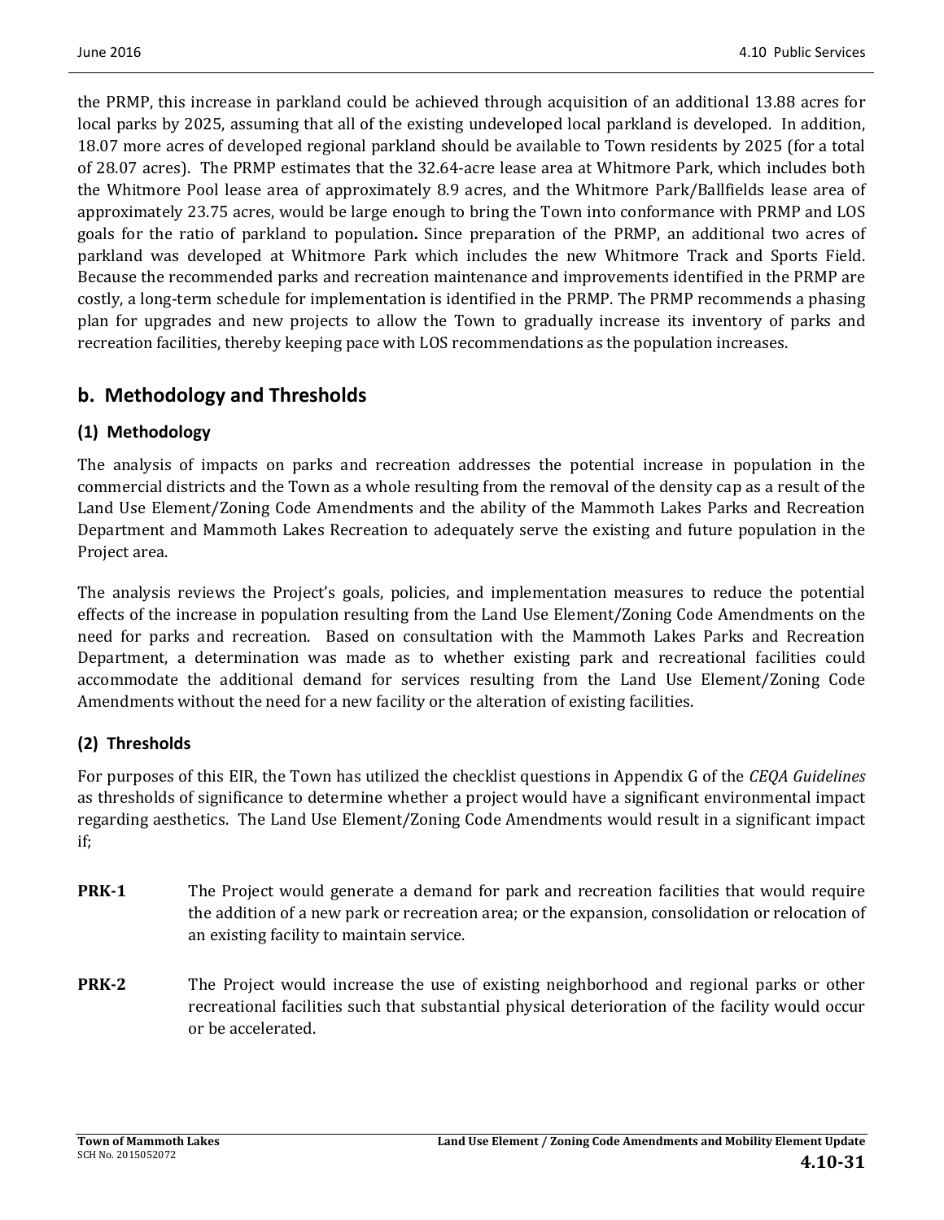the PRMP, this increase in parkland could be achieved through acquisition of an additional 13.88 acres for local parks by 2025, assuming that all of the existing undeveloped local parkland is developed. In addition, 18.07 more acres of developed regional parkland should be available to Town residents by 2025 (for a total of 28.07 acres). The PRMP estimates that the 32.64-acre lease area at Whitmore Park, which includes both the Whitmore Pool lease area of approximately 8.9 acres, and the Whitmore Park/Ballfields lease area of approximately 23.75 acres, would be large enough to bring the Town into conformance with PRMP and LOS goals for the ratio of parkland to population**.** Since preparation of the PRMP, an additional two acres of parkland was developed at Whitmore Park which includes the new Whitmore Track and Sports Field. Because the recommended parks and recreation maintenance and improvements identified in the PRMP are costly, a long-term schedule for implementation is identified in the PRMP. The PRMP recommends a phasing plan for upgrades and new projects to allow the Town to gradually increase its inventory of parks and recreation facilities, thereby keeping pace with LOS recommendations as the population increases.

## b. Methodology and Thresholds

### (1) Methodology

The analysis of impacts on parks and recreation addresses the potential increase in population in the commercial districts and the Town as a whole resulting from the removal of the density cap as a result of the Land Use Element/Zoning Code Amendments and the ability of the Mammoth Lakes Parks and Recreation Department and Mammoth Lakes Recreation to adequately serve the existing and future population in the Project area.

The analysis reviews the Project's goals, policies, and implementation measures to reduce the potential effects of the increase in population resulting from the Land Use Element/Zoning Code Amendments on the need for parks and recreation. Based on consultation with the Mammoth Lakes Parks and Recreation Department, a determination was made as to whether existing park and recreational facilities could accommodate the additional demand for services resulting from the Land Use Element/Zoning Code Amendments without the need for a new facility or the alteration of existing facilities.

### (2) Thresholds

For purposes of this EIR, the Town has utilized the checklist questions in Appendix G of the *CEQA Guidelines* as thresholds of significance to determine whether a project would have a significant environmental impact regarding aesthetics. The Land Use Element/Zoning Code Amendments would result in a significant impact if;

**PRK-1** The Project would generate a demand for park and recreation facilities that would require the addition of a new park or recreation area; or the expansion, consolidation or relocation of an existing facility to maintain service.

**PRK-2** The Project would increase the use of existing neighborhood and regional parks or other recreational facilities such that substantial physical deterioration of the facility would occur or be accelerated.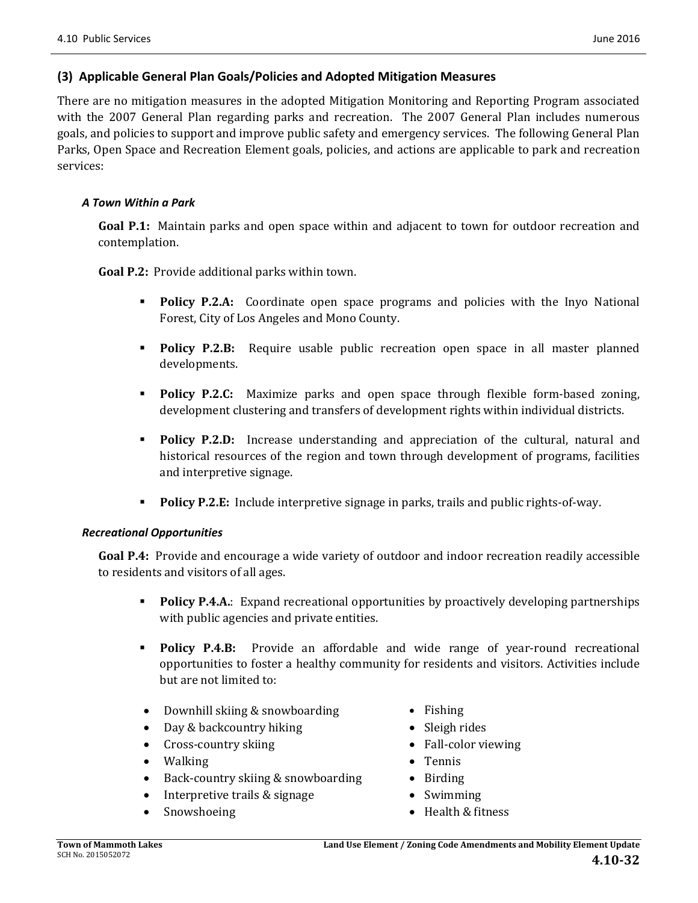### (3) Applicable General Plan Goals/Policies and Adopted Mitigation Measures

There are no mitigation measures in the adopted Mitigation Monitoring and Reporting Program associated with the 2007 General Plan regarding parks and recreation. The 2007 General Plan includes numerous goals, and policies to support and improve public safety and emergency services. The following General Plan Parks, Open Space and Recreation Element goals, policies, and actions are applicable to park and recreation services:

#### *A Town Within a Park*

**Goal P.1:** Maintain parks and open space within and adjacent to town for outdoor recreation and contemplation.

**Goal P.2:** Provide additional parks within town.

- **Policy P.2.A:** Coordinate open space programs and policies with the Inyo National Forest, City of Los Angeles and Mono County.
- **Policy P.2.B:** Require usable public recreation open space in all master planned developments.
- **Policy P.2.C:** Maximize parks and open space through flexible form-based zoning, development clustering and transfers of development rights within individual districts.
- **Policy P.2.D:** Increase understanding and appreciation of the cultural, natural and historical resources of the region and town through development of programs, facilities and interpretive signage.
- **Policy P.2.E:** Include interpretive signage in parks, trails and public rights-of-way.

#### *Recreational Opportunities*

**Goal P.4:** Provide and encourage a wide variety of outdoor and indoor recreation readily accessible to residents and visitors of all ages.

- **Policy P.4.A.**: Expand recreational opportunities by proactively developing partnerships with public agencies and private entities.
- **Policy P.4.B:** Provide an affordable and wide range of year-round recreational opportunities to foster a healthy community for residents and visitors. Activities include but are not limited to:

- Downhill skiing & snowboarding
- Day & backcountry hiking
- Cross-country skiing
- Walking
- Back-country skiing & snowboarding
- Interpretive trails & signage
- Snowshoeing
- Fishing
- Sleigh rides
- Fall-color viewing
- Tennis
- Birding
- Swimming
- Health & fitness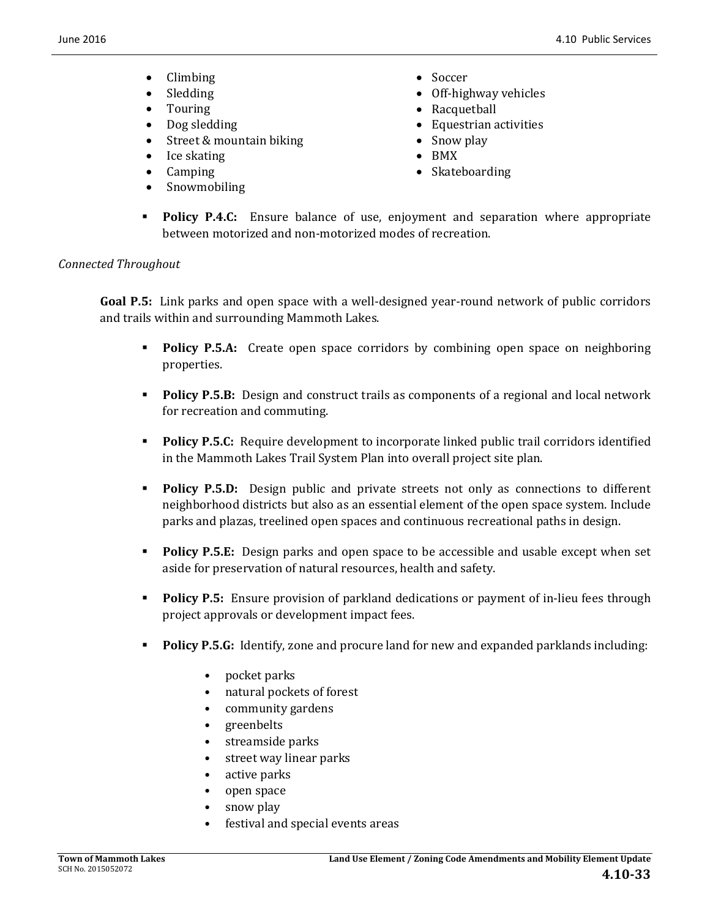- Climbing
- Sledding
- Touring
- Dog sledding
- Street & mountain biking
- Ice skating
- Camping
- Snowmobiling
- Soccer
- Off-highway vehicles
- Racquetball
- Equestrian activities
- Snow play
- BMX
- Skateboarding

- **Policy P.4.C:** Ensure balance of use, enjoyment and separation where appropriate between motorized and non-motorized modes of recreation.

*Connected Throughout*

**Goal P.5:** Link parks and open space with a well-designed year-round network of public corridors and trails within and surrounding Mammoth Lakes.

- **Policy P.5.A:** Create open space corridors by combining open space on neighboring properties.
- **Policy P.5.B:** Design and construct trails as components of a regional and local network for recreation and commuting.
- **Policy P.5.C:** Require development to incorporate linked public trail corridors identified in the Mammoth Lakes Trail System Plan into overall project site plan.
- **Policy P.5.D:** Design public and private streets not only as connections to different neighborhood districts but also as an essential element of the open space system. Include parks and plazas, treelined open spaces and continuous recreational paths in design.
- **Policy P.5.E:** Design parks and open space to be accessible and usable except when set aside for preservation of natural resources, health and safety.
- **Policy P.5:** Ensure provision of parkland dedications or payment of in-lieu fees through project approvals or development impact fees.
- **Policy P.5.G:** Identify, zone and procure land for new and expanded parklands including:
  - pocket parks
  - natural pockets of forest
  - community gardens
  - greenbelts
  - streamside parks
  - street way linear parks
  - active parks
  - open space
  - snow play
  - festival and special events areas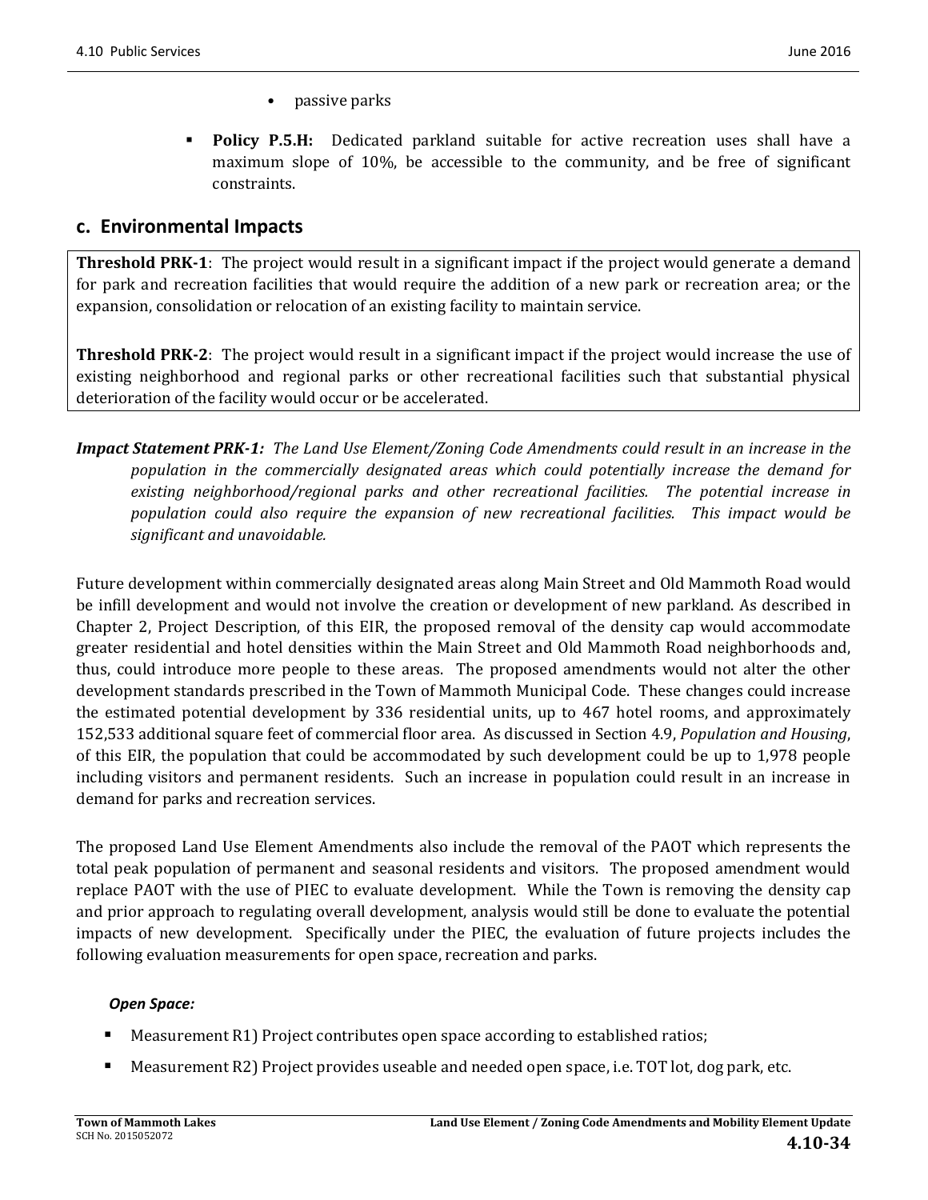- passive parks

- **Policy P.5.H:** Dedicated parkland suitable for active recreation uses shall have a maximum slope of 10%, be accessible to the community, and be free of significant constraints.

## c. Environmental Impacts

**Threshold PRK-1**: The project would result in a significant impact if the project would generate a demand for park and recreation facilities that would require the addition of a new park or recreation area; or the expansion, consolidation or relocation of an existing facility to maintain service.

**Threshold PRK-2**: The project would result in a significant impact if the project would increase the use of existing neighborhood and regional parks or other recreational facilities such that substantial physical deterioration of the facility would occur or be accelerated.

***Impact Statement PRK-1:*** *The Land Use Element/Zoning Code Amendments could result in an increase in the population in the commercially designated areas which could potentially increase the demand for existing neighborhood/regional parks and other recreational facilities. The potential increase in population could also require the expansion of new recreational facilities. This impact would be significant and unavoidable.*

Future development within commercially designated areas along Main Street and Old Mammoth Road would be infill development and would not involve the creation or development of new parkland. As described in Chapter 2, Project Description, of this EIR, the proposed removal of the density cap would accommodate greater residential and hotel densities within the Main Street and Old Mammoth Road neighborhoods and, thus, could introduce more people to these areas. The proposed amendments would not alter the other development standards prescribed in the Town of Mammoth Municipal Code. These changes could increase the estimated potential development by 336 residential units, up to 467 hotel rooms, and approximately 152,533 additional square feet of commercial floor area. As discussed in Section 4.9, *Population and Housing*, of this EIR, the population that could be accommodated by such development could be up to 1,978 people including visitors and permanent residents. Such an increase in population could result in an increase in demand for parks and recreation services.

The proposed Land Use Element Amendments also include the removal of the PAOT which represents the total peak population of permanent and seasonal residents and visitors. The proposed amendment would replace PAOT with the use of PIEC to evaluate development. While the Town is removing the density cap and prior approach to regulating overall development, analysis would still be done to evaluate the potential impacts of new development. Specifically under the PIEC, the evaluation of future projects includes the following evaluation measurements for open space, recreation and parks.

***Open Space:***

- Measurement R1) Project contributes open space according to established ratios;
- Measurement R2) Project provides useable and needed open space, i.e. TOT lot, dog park, etc.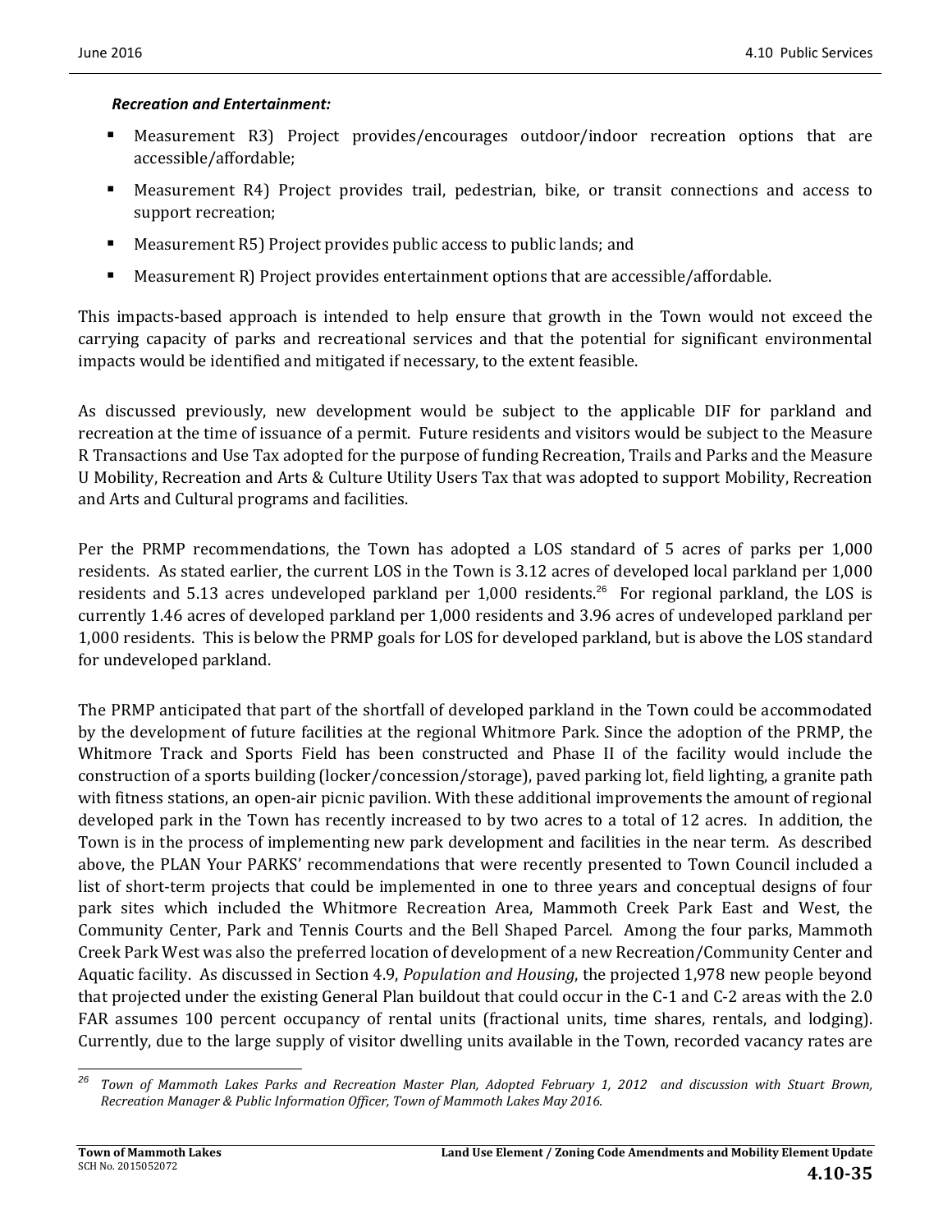***Recreation and Entertainment:***

- Measurement R3) Project provides/encourages outdoor/indoor recreation options that are accessible/affordable;
- Measurement R4) Project provides trail, pedestrian, bike, or transit connections and access to support recreation;
- Measurement R5) Project provides public access to public lands; and
- Measurement R) Project provides entertainment options that are accessible/affordable.

This impacts-based approach is intended to help ensure that growth in the Town would not exceed the carrying capacity of parks and recreational services and that the potential for significant environmental impacts would be identified and mitigated if necessary, to the extent feasible.

As discussed previously, new development would be subject to the applicable DIF for parkland and recreation at the time of issuance of a permit. Future residents and visitors would be subject to the Measure R Transactions and Use Tax adopted for the purpose of funding Recreation, Trails and Parks and the Measure U Mobility, Recreation and Arts & Culture Utility Users Tax that was adopted to support Mobility, Recreation and Arts and Cultural programs and facilities.

Per the PRMP recommendations, the Town has adopted a LOS standard of 5 acres of parks per 1,000 residents. As stated earlier, the current LOS in the Town is 3.12 acres of developed local parkland per 1,000 residents and 5.13 acres undeveloped parkland per 1,000 residents.[26] For regional parkland, the LOS is currently 1.46 acres of developed parkland per 1,000 residents and 3.96 acres of undeveloped parkland per 1,000 residents. This is below the PRMP goals for LOS for developed parkland, but is above the LOS standard for undeveloped parkland.

The PRMP anticipated that part of the shortfall of developed parkland in the Town could be accommodated by the development of future facilities at the regional Whitmore Park. Since the adoption of the PRMP, the Whitmore Track and Sports Field has been constructed and Phase II of the facility would include the construction of a sports building (locker/concession/storage), paved parking lot, field lighting, a granite path with fitness stations, an open-air picnic pavilion. With these additional improvements the amount of regional developed park in the Town has recently increased to by two acres to a total of 12 acres. In addition, the Town is in the process of implementing new park development and facilities in the near term. As described above, the PLAN Your PARKS' recommendations that were recently presented to Town Council included a list of short-term projects that could be implemented in one to three years and conceptual designs of four park sites which included the Whitmore Recreation Area, Mammoth Creek Park East and West, the Community Center, Park and Tennis Courts and the Bell Shaped Parcel. Among the four parks, Mammoth Creek Park West was also the preferred location of development of a new Recreation/Community Center and Aquatic facility. As discussed in Section 4.9, *Population and Housing*, the projected 1,978 new people beyond that projected under the existing General Plan buildout that could occur in the C-1 and C-2 areas with the 2.0 FAR assumes 100 percent occupancy of rental units (fractional units, time shares, rentals, and lodging). Currently, due to the large supply of visitor dwelling units available in the Town, recorded vacancy rates are

---

[26] *Town of Mammoth Lakes Parks and Recreation Master Plan, Adopted February 1, 2012 and discussion with Stuart Brown, Recreation Manager & Public Information Officer, Town of Mammoth Lakes May 2016.*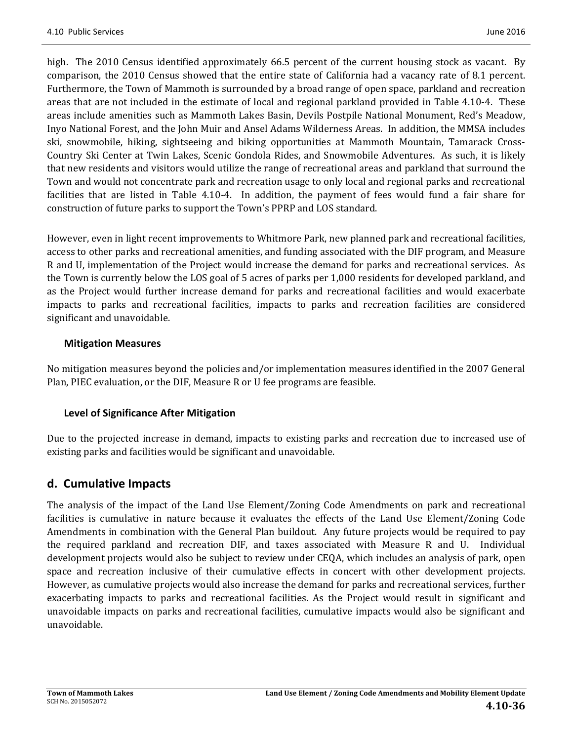high. The 2010 Census identified approximately 66.5 percent of the current housing stock as vacant. By comparison, the 2010 Census showed that the entire state of California had a vacancy rate of 8.1 percent. Furthermore, the Town of Mammoth is surrounded by a broad range of open space, parkland and recreation areas that are not included in the estimate of local and regional parkland provided in Table 4.10-4. These areas include amenities such as Mammoth Lakes Basin, Devils Postpile National Monument, Red's Meadow, Inyo National Forest, and the John Muir and Ansel Adams Wilderness Areas. In addition, the MMSA includes ski, snowmobile, hiking, sightseeing and biking opportunities at Mammoth Mountain, Tamarack Cross-Country Ski Center at Twin Lakes, Scenic Gondola Rides, and Snowmobile Adventures. As such, it is likely that new residents and visitors would utilize the range of recreational areas and parkland that surround the Town and would not concentrate park and recreation usage to only local and regional parks and recreational facilities that are listed in Table 4.10-4. In addition, the payment of fees would fund a fair share for construction of future parks to support the Town's PPRP and LOS standard.

However, even in light recent improvements to Whitmore Park, new planned park and recreational facilities, access to other parks and recreational amenities, and funding associated with the DIF program, and Measure R and U, implementation of the Project would increase the demand for parks and recreational services. As the Town is currently below the LOS goal of 5 acres of parks per 1,000 residents for developed parkland, and as the Project would further increase demand for parks and recreational facilities and would exacerbate impacts to parks and recreational facilities, impacts to parks and recreation facilities are considered significant and unavoidable.

#### Mitigation Measures

No mitigation measures beyond the policies and/or implementation measures identified in the 2007 General Plan, PIEC evaluation, or the DIF, Measure R or U fee programs are feasible.

#### Level of Significance After Mitigation

Due to the projected increase in demand, impacts to existing parks and recreation due to increased use of existing parks and facilities would be significant and unavoidable.

## d. Cumulative Impacts

The analysis of the impact of the Land Use Element/Zoning Code Amendments on park and recreational facilities is cumulative in nature because it evaluates the effects of the Land Use Element/Zoning Code Amendments in combination with the General Plan buildout. Any future projects would be required to pay the required parkland and recreation DIF, and taxes associated with Measure R and U. Individual development projects would also be subject to review under CEQA, which includes an analysis of park, open space and recreation inclusive of their cumulative effects in concert with other development projects. However, as cumulative projects would also increase the demand for parks and recreational services, further exacerbating impacts to parks and recreational facilities. As the Project would result in significant and unavoidable impacts on parks and recreational facilities, cumulative impacts would also be significant and unavoidable.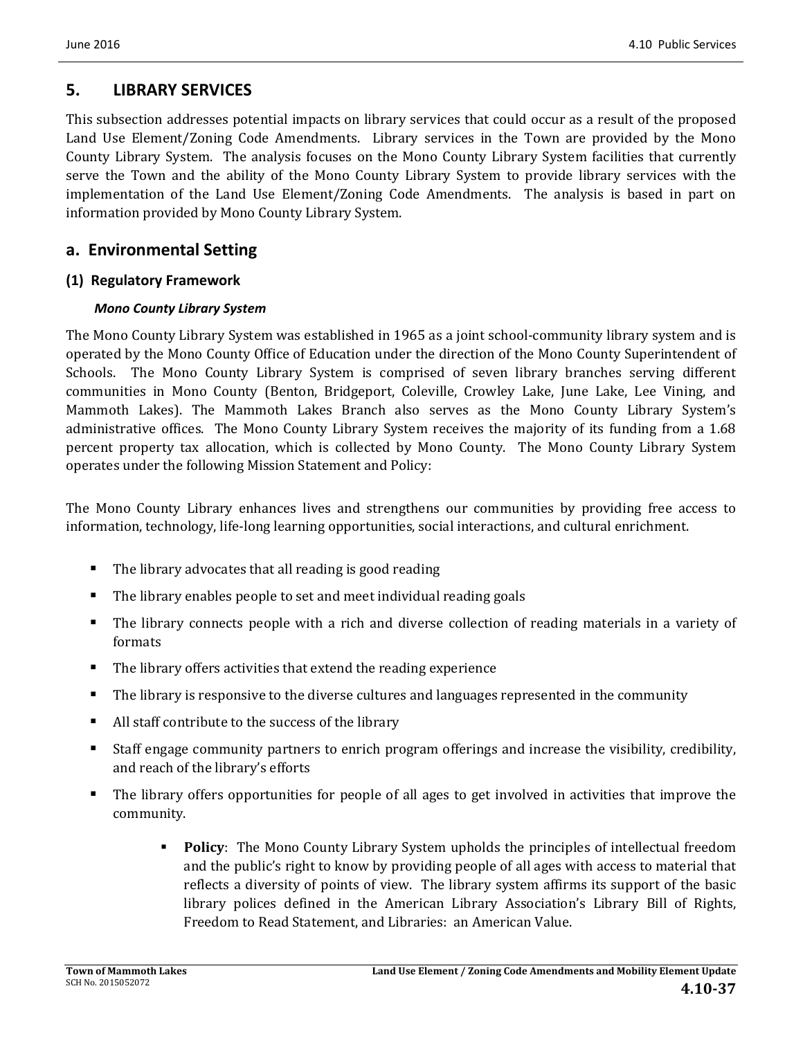## 5. LIBRARY SERVICES

This subsection addresses potential impacts on library services that could occur as a result of the proposed Land Use Element/Zoning Code Amendments. Library services in the Town are provided by the Mono County Library System. The analysis focuses on the Mono County Library System facilities that currently serve the Town and the ability of the Mono County Library System to provide library services with the implementation of the Land Use Element/Zoning Code Amendments. The analysis is based in part on information provided by Mono County Library System.

## a. Environmental Setting

### (1) Regulatory Framework

#### *Mono County Library System*

The Mono County Library System was established in 1965 as a joint school-community library system and is operated by the Mono County Office of Education under the direction of the Mono County Superintendent of Schools. The Mono County Library System is comprised of seven library branches serving different communities in Mono County (Benton, Bridgeport, Coleville, Crowley Lake, June Lake, Lee Vining, and Mammoth Lakes). The Mammoth Lakes Branch also serves as the Mono County Library System's administrative offices. The Mono County Library System receives the majority of its funding from a 1.68 percent property tax allocation, which is collected by Mono County. The Mono County Library System operates under the following Mission Statement and Policy:

The Mono County Library enhances lives and strengthens our communities by providing free access to information, technology, life-long learning opportunities, social interactions, and cultural enrichment.

- The library advocates that all reading is good reading
- The library enables people to set and meet individual reading goals
- The library connects people with a rich and diverse collection of reading materials in a variety of formats
- The library offers activities that extend the reading experience
- The library is responsive to the diverse cultures and languages represented in the community
- All staff contribute to the success of the library
- Staff engage community partners to enrich program offerings and increase the visibility, credibility, and reach of the library's efforts
- The library offers opportunities for people of all ages to get involved in activities that improve the community.
    - **Policy**: The Mono County Library System upholds the principles of intellectual freedom and the public's right to know by providing people of all ages with access to material that reflects a diversity of points of view. The library system affirms its support of the basic library polices defined in the American Library Association's Library Bill of Rights, Freedom to Read Statement, and Libraries: an American Value.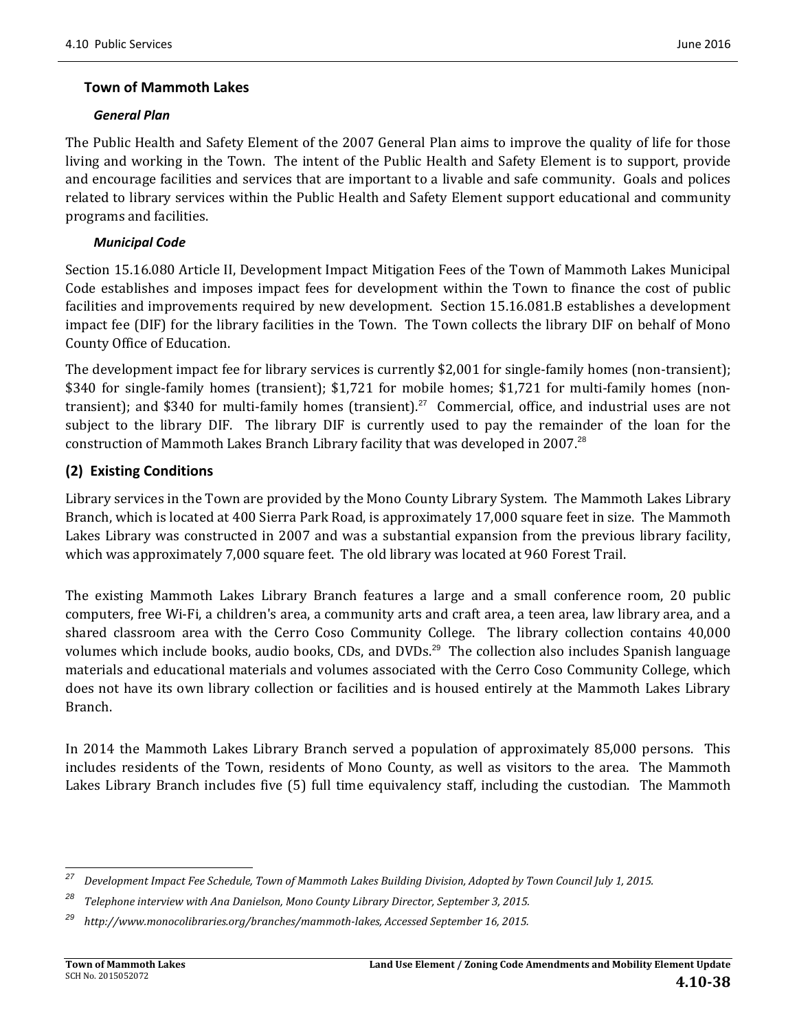### Town of Mammoth Lakes

#### *General Plan*

The Public Health and Safety Element of the 2007 General Plan aims to improve the quality of life for those living and working in the Town. The intent of the Public Health and Safety Element is to support, provide and encourage facilities and services that are important to a livable and safe community. Goals and polices related to library services within the Public Health and Safety Element support educational and community programs and facilities.

#### *Municipal Code*

Section 15.16.080 Article II, Development Impact Mitigation Fees of the Town of Mammoth Lakes Municipal Code establishes and imposes impact fees for development within the Town to finance the cost of public facilities and improvements required by new development. Section 15.16.081.B establishes a development impact fee (DIF) for the library facilities in the Town. The Town collects the library DIF on behalf of Mono County Office of Education.

The development impact fee for library services is currently $2,001 for single-family homes (non-transient); $340 for single-family homes (transient); $1,721 for mobile homes; $1,721 for multi-family homes (non-transient); and $340 for multi-family homes (transient).[27] Commercial, office, and industrial uses are not subject to the library DIF. The library DIF is currently used to pay the remainder of the loan for the construction of Mammoth Lakes Branch Library facility that was developed in 2007.[28]

## (2) Existing Conditions

Library services in the Town are provided by the Mono County Library System. The Mammoth Lakes Library Branch, which is located at 400 Sierra Park Road, is approximately 17,000 square feet in size. The Mammoth Lakes Library was constructed in 2007 and was a substantial expansion from the previous library facility, which was approximately 7,000 square feet. The old library was located at 960 Forest Trail.

The existing Mammoth Lakes Library Branch features a large and a small conference room, 20 public computers, free Wi-Fi, a children's area, a community arts and craft area, a teen area, law library area, and a shared classroom area with the Cerro Coso Community College. The library collection contains 40,000 volumes which include books, audio books, CDs, and DVDs.[29] The collection also includes Spanish language materials and educational materials and volumes associated with the Cerro Coso Community College, which does not have its own library collection or facilities and is housed entirely at the Mammoth Lakes Library Branch.

In 2014 the Mammoth Lakes Library Branch served a population of approximately 85,000 persons. This includes residents of the Town, residents of Mono County, as well as visitors to the area. The Mammoth Lakes Library Branch includes five (5) full time equivalency staff, including the custodian. The Mammoth

---

[27] *Development Impact Fee Schedule, Town of Mammoth Lakes Building Division, Adopted by Town Council July 1, 2015.*

[28] *Telephone interview with Ana Danielson, Mono County Library Director, September 3, 2015.*

[29] *http://www.monocolibraries.org/branches/mammoth-lakes, Accessed September 16, 2015.*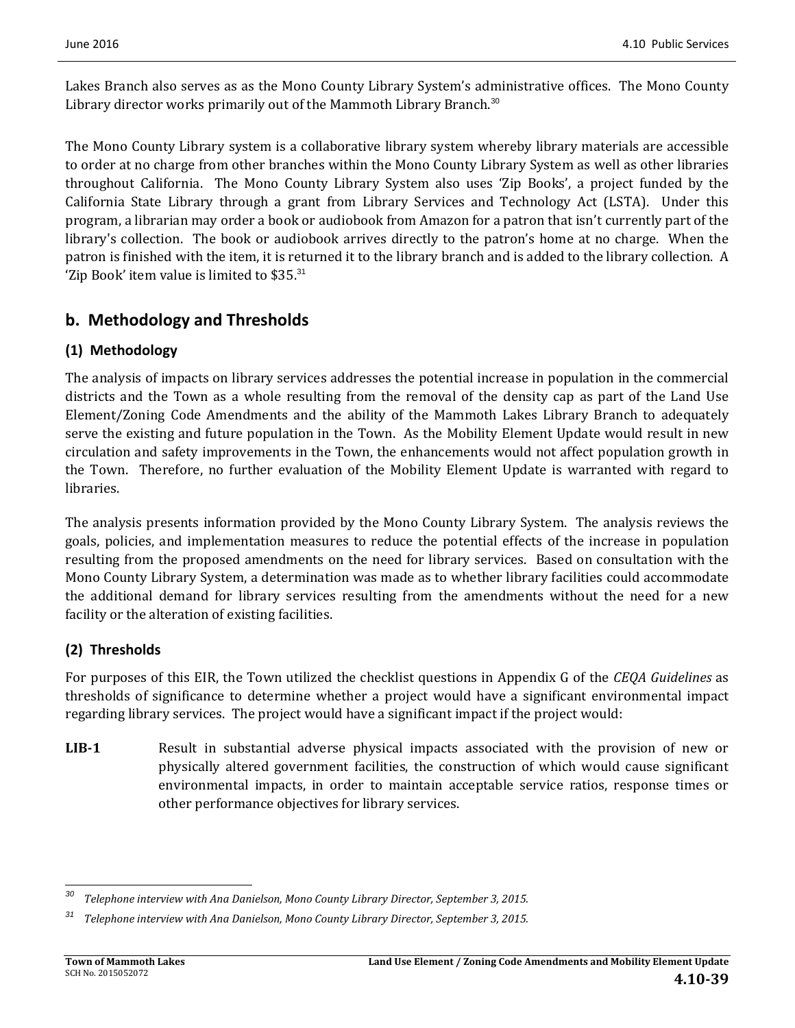Lakes Branch also serves as as the Mono County Library System's administrative offices. The Mono County Library director works primarily out of the Mammoth Library Branch.[30]

The Mono County Library system is a collaborative library system whereby library materials are accessible to order at no charge from other branches within the Mono County Library System as well as other libraries throughout California. The Mono County Library System also uses 'Zip Books', a project funded by the California State Library through a grant from Library Services and Technology Act (LSTA). Under this program, a librarian may order a book or audiobook from Amazon for a patron that isn't currently part of the library's collection. The book or audiobook arrives directly to the patron's home at no charge. When the patron is finished with the item, it is returned it to the library branch and is added to the library collection. A 'Zip Book' item value is limited to \$35.[31]

## b. Methodology and Thresholds

### (1) Methodology

The analysis of impacts on library services addresses the potential increase in population in the commercial districts and the Town as a whole resulting from the removal of the density cap as part of the Land Use Element/Zoning Code Amendments and the ability of the Mammoth Lakes Library Branch to adequately serve the existing and future population in the Town. As the Mobility Element Update would result in new circulation and safety improvements in the Town, the enhancements would not affect population growth in the Town. Therefore, no further evaluation of the Mobility Element Update is warranted with regard to libraries.

The analysis presents information provided by the Mono County Library System. The analysis reviews the goals, policies, and implementation measures to reduce the potential effects of the increase in population resulting from the proposed amendments on the need for library services. Based on consultation with the Mono County Library System, a determination was made as to whether library facilities could accommodate the additional demand for library services resulting from the amendments without the need for a new facility or the alteration of existing facilities.

### (2) Thresholds

For purposes of this EIR, the Town utilized the checklist questions in Appendix G of the *CEQA Guidelines* as thresholds of significance to determine whether a project would have a significant environmental impact regarding library services. The project would have a significant impact if the project would:

**LIB-1** Result in substantial adverse physical impacts associated with the provision of new or physically altered government facilities, the construction of which would cause significant environmental impacts, in order to maintain acceptable service ratios, response times or other performance objectives for library services.

---

[30] *Telephone interview with Ana Danielson, Mono County Library Director, September 3, 2015.*

[31] *Telephone interview with Ana Danielson, Mono County Library Director, September 3, 2015.*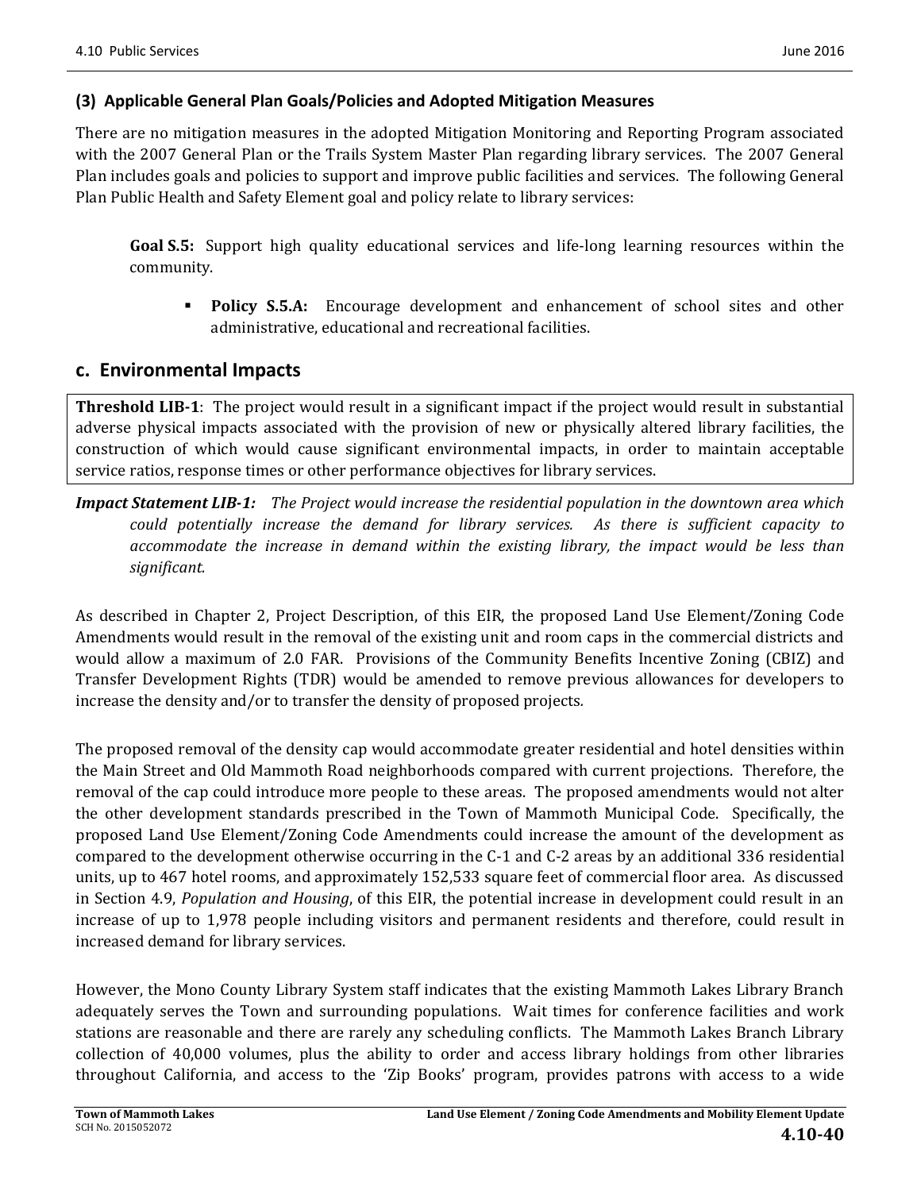#### (3) Applicable General Plan Goals/Policies and Adopted Mitigation Measures

There are no mitigation measures in the adopted Mitigation Monitoring and Reporting Program associated with the 2007 General Plan or the Trails System Master Plan regarding library services. The 2007 General Plan includes goals and policies to support and improve public facilities and services. The following General Plan Public Health and Safety Element goal and policy relate to library services:

> **Goal S.5:** Support high quality educational services and life-long learning resources within the community.
>
> - **Policy S.5.A:** Encourage development and enhancement of school sites and other administrative, educational and recreational facilities.

### c. Environmental Impacts

**Threshold LIB-1**: The project would result in a significant impact if the project would result in substantial adverse physical impacts associated with the provision of new or physically altered library facilities, the construction of which would cause significant environmental impacts, in order to maintain acceptable service ratios, response times or other performance objectives for library services.

***Impact Statement LIB-1:*** *The Project would increase the residential population in the downtown area which could potentially increase the demand for library services. As there is sufficient capacity to accommodate the increase in demand within the existing library, the impact would be less than significant.*

As described in Chapter 2, Project Description, of this EIR, the proposed Land Use Element/Zoning Code Amendments would result in the removal of the existing unit and room caps in the commercial districts and would allow a maximum of 2.0 FAR. Provisions of the Community Benefits Incentive Zoning (CBIZ) and Transfer Development Rights (TDR) would be amended to remove previous allowances for developers to increase the density and/or to transfer the density of proposed projects.

The proposed removal of the density cap would accommodate greater residential and hotel densities within the Main Street and Old Mammoth Road neighborhoods compared with current projections. Therefore, the removal of the cap could introduce more people to these areas. The proposed amendments would not alter the other development standards prescribed in the Town of Mammoth Municipal Code. Specifically, the proposed Land Use Element/Zoning Code Amendments could increase the amount of the development as compared to the development otherwise occurring in the C-1 and C-2 areas by an additional 336 residential units, up to 467 hotel rooms, and approximately 152,533 square feet of commercial floor area. As discussed in Section 4.9, *Population and Housing*, of this EIR, the potential increase in development could result in an increase of up to 1,978 people including visitors and permanent residents and therefore, could result in increased demand for library services.

However, the Mono County Library System staff indicates that the existing Mammoth Lakes Library Branch adequately serves the Town and surrounding populations. Wait times for conference facilities and work stations are reasonable and there are rarely any scheduling conflicts. The Mammoth Lakes Branch Library collection of 40,000 volumes, plus the ability to order and access library holdings from other libraries throughout California, and access to the 'Zip Books' program, provides patrons with access to a wide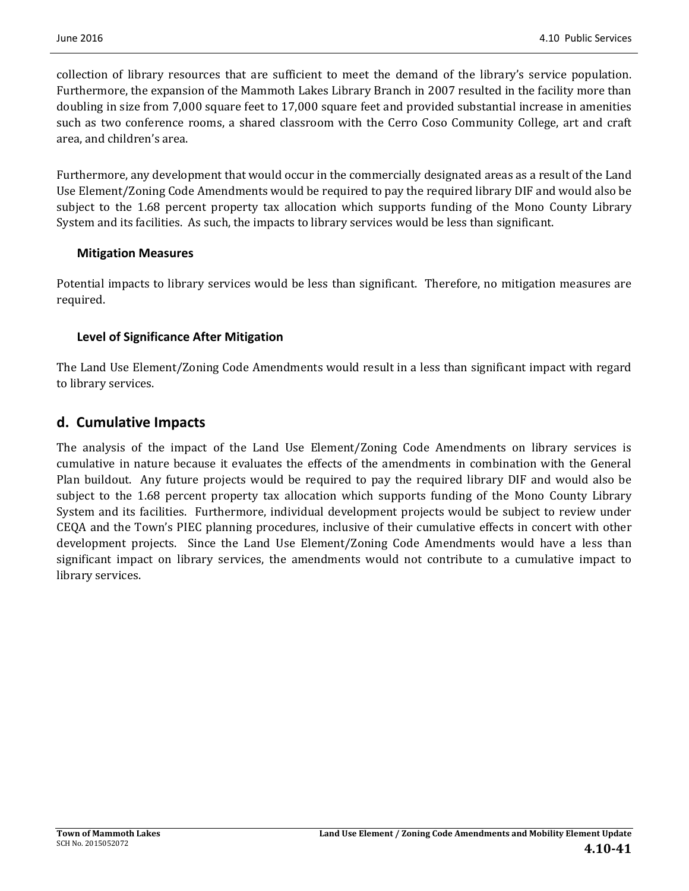collection of library resources that are sufficient to meet the demand of the library's service population. Furthermore, the expansion of the Mammoth Lakes Library Branch in 2007 resulted in the facility more than doubling in size from 7,000 square feet to 17,000 square feet and provided substantial increase in amenities such as two conference rooms, a shared classroom with the Cerro Coso Community College, art and craft area, and children's area.

Furthermore, any development that would occur in the commercially designated areas as a result of the Land Use Element/Zoning Code Amendments would be required to pay the required library DIF and would also be subject to the 1.68 percent property tax allocation which supports funding of the Mono County Library System and its facilities. As such, the impacts to library services would be less than significant.

#### Mitigation Measures

Potential impacts to library services would be less than significant. Therefore, no mitigation measures are required.

#### Level of Significance After Mitigation

The Land Use Element/Zoning Code Amendments would result in a less than significant impact with regard to library services.

## d. Cumulative Impacts

The analysis of the impact of the Land Use Element/Zoning Code Amendments on library services is cumulative in nature because it evaluates the effects of the amendments in combination with the General Plan buildout. Any future projects would be required to pay the required library DIF and would also be subject to the 1.68 percent property tax allocation which supports funding of the Mono County Library System and its facilities. Furthermore, individual development projects would be subject to review under CEQA and the Town's PIEC planning procedures, inclusive of their cumulative effects in concert with other development projects. Since the Land Use Element/Zoning Code Amendments would have a less than significant impact on library services, the amendments would not contribute to a cumulative impact to library services.